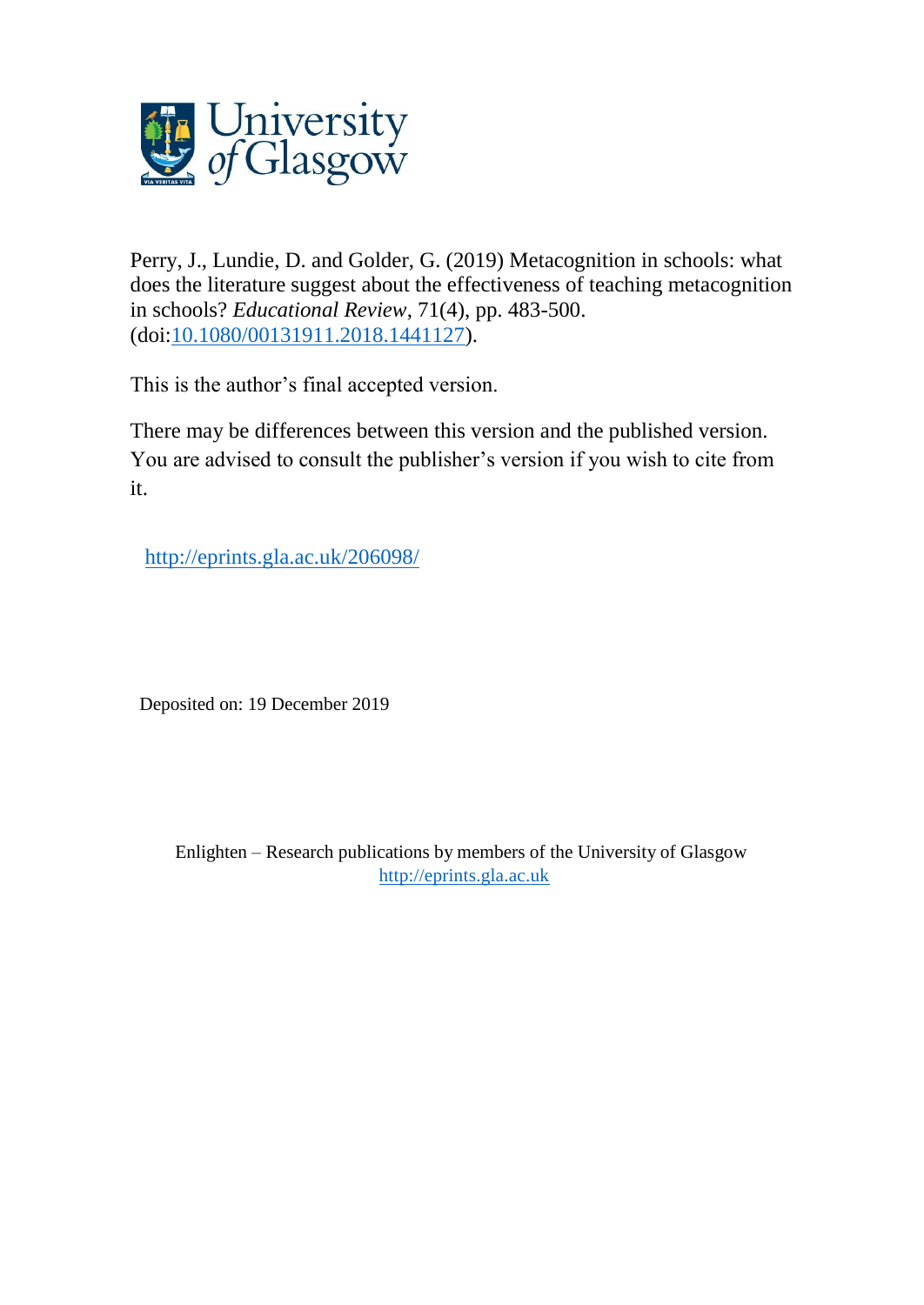University of Glasgow

Perry, J., Lundie, D. and Golder, G. (2019) Metacognition in schools: what does the literature suggest about the effectiveness of teaching metacognition in schools? *Educational Review*, 71(4), pp. 483-500. (doi:[10.1080/00131911.2018.1441127](https://doi.org/10.1080/00131911.2018.1441127)).

This is the author's final accepted version.

There may be differences between this version and the published version. You are advised to consult the publisher's version if you wish to cite from it.

[http://eprints.gla.ac.uk/206098/](http://eprints.gla.ac.uk/206098/)

Deposited on: 19 December 2019

Enlighten – Research publications by members of the University of Glasgow
[http://eprints.gla.ac.uk](http://eprints.gla.ac.uk)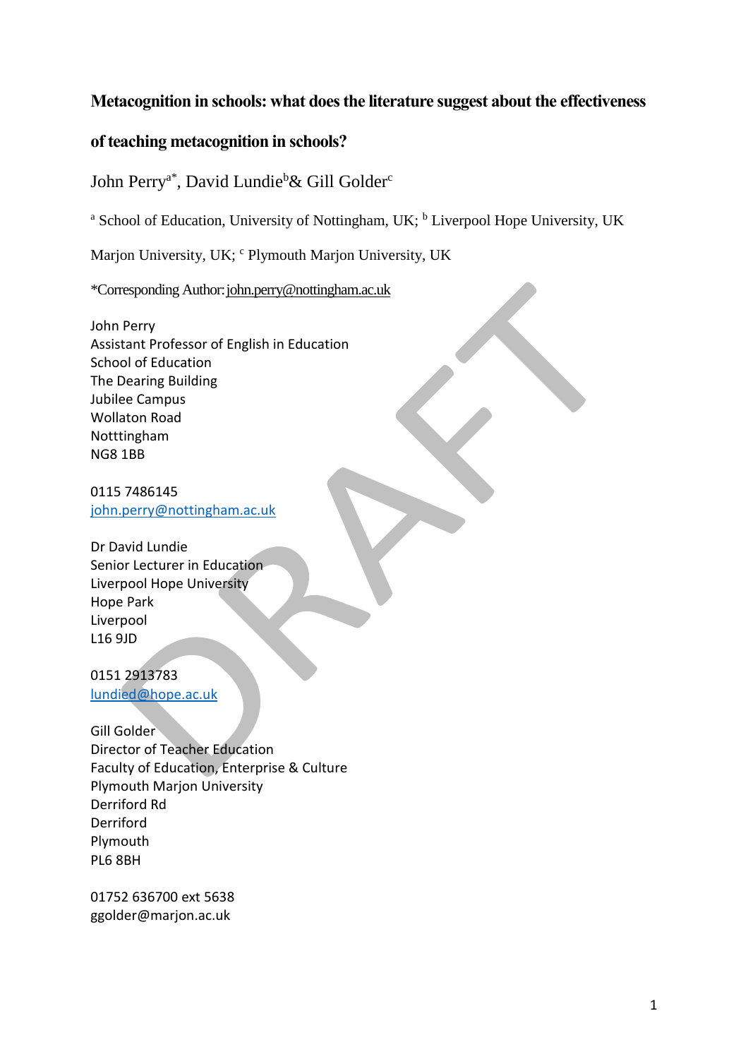# Metacognition in schools: what does the literature suggest about the effectiveness of teaching metacognition in schools?

John Perry[a*], David Lundie[b]& Gill Golder[c]

[a] School of Education, University of Nottingham, UK; [b] Liverpool Hope University, UK

Marjon University, UK; [c] Plymouth Marjon University, UK

*Corresponding Author: john.perry@nottingham.ac.uk

John Perry
Assistant Professor of English in Education
School of Education
The Dearing Building
Jubilee Campus
Wollaton Road
Notttingham
NG8 1BB

0115 7486145
john.perry@nottingham.ac.uk

Dr David Lundie
Senior Lecturer in Education
Liverpool Hope University
Hope Park
Liverpool
L16 9JD

0151 2913783
lundied@hope.ac.uk

Gill Golder
Director of Teacher Education
Faculty of Education, Enterprise & Culture
Plymouth Marjon University
Derriford Rd
Derriford
Plymouth
PL6 8BH

01752 636700 ext 5638
ggolder@marjon.ac.uk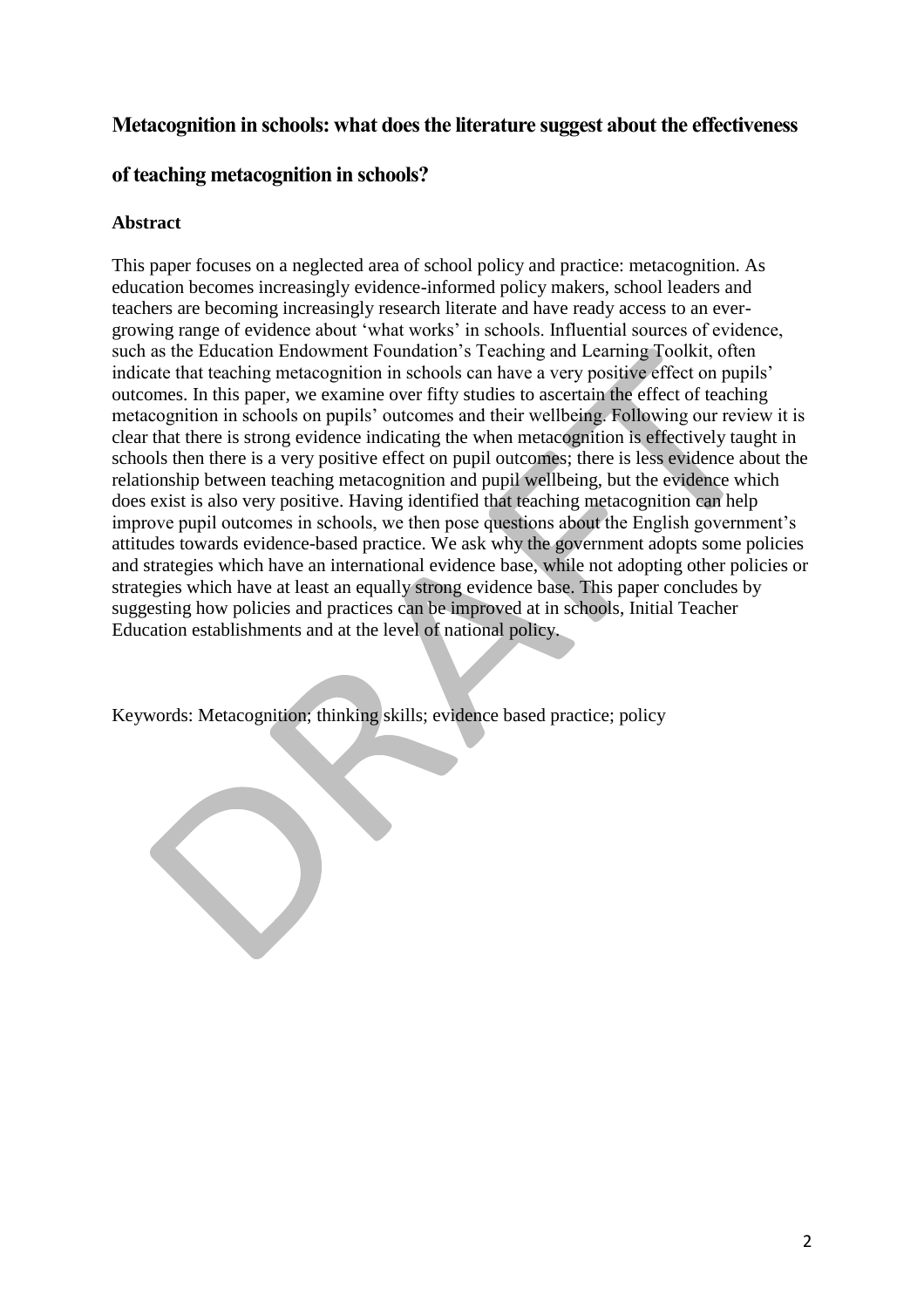## Metacognition in schools: what does the literature suggest about the effectiveness of teaching metacognition in schools?

### Abstract

This paper focuses on a neglected area of school policy and practice: metacognition. As education becomes increasingly evidence-informed policy makers, school leaders and teachers are becoming increasingly research literate and have ready access to an ever-growing range of evidence about 'what works' in schools. Influential sources of evidence, such as the Education Endowment Foundation's Teaching and Learning Toolkit, often indicate that teaching metacognition in schools can have a very positive effect on pupils' outcomes. In this paper, we examine over fifty studies to ascertain the effect of teaching metacognition in schools on pupils' outcomes and their wellbeing. Following our review it is clear that there is strong evidence indicating the when metacognition is effectively taught in schools then there is a very positive effect on pupil outcomes; there is less evidence about the relationship between teaching metacognition and pupil wellbeing, but the evidence which does exist is also very positive. Having identified that teaching metacognition can help improve pupil outcomes in schools, we then pose questions about the English government's attitudes towards evidence-based practice. We ask why the government adopts some policies and strategies which have an international evidence base, while not adopting other policies or strategies which have at least an equally strong evidence base. This paper concludes by suggesting how policies and practices can be improved at in schools, Initial Teacher Education establishments and at the level of national policy.

Keywords: Metacognition; thinking skills; evidence based practice; policy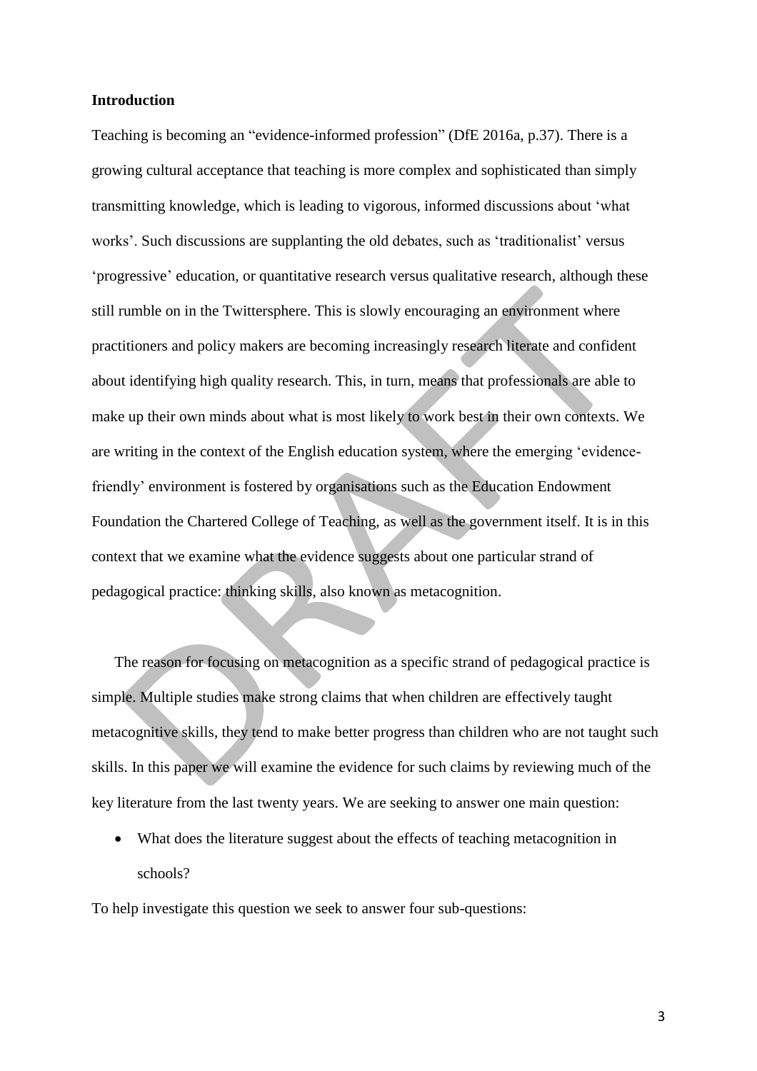**Introduction**

Teaching is becoming an "evidence-informed profession" (DfE 2016a, p.37). There is a growing cultural acceptance that teaching is more complex and sophisticated than simply transmitting knowledge, which is leading to vigorous, informed discussions about 'what works'. Such discussions are supplanting the old debates, such as 'traditionalist' versus 'progressive' education, or quantitative research versus qualitative research, although these still rumble on in the Twittersphere. This is slowly encouraging an environment where practitioners and policy makers are becoming increasingly research literate and confident about identifying high quality research. This, in turn, means that professionals are able to make up their own minds about what is most likely to work best in their own contexts. We are writing in the context of the English education system, where the emerging 'evidence-friendly' environment is fostered by organisations such as the Education Endowment Foundation the Chartered College of Teaching, as well as the government itself. It is in this context that we examine what the evidence suggests about one particular strand of pedagogical practice: thinking skills, also known as metacognition.

The reason for focusing on metacognition as a specific strand of pedagogical practice is simple. Multiple studies make strong claims that when children are effectively taught metacognitive skills, they tend to make better progress than children who are not taught such skills. In this paper we will examine the evidence for such claims by reviewing much of the key literature from the last twenty years. We are seeking to answer one main question:

- What does the literature suggest about the effects of teaching metacognition in schools?

To help investigate this question we seek to answer four sub-questions: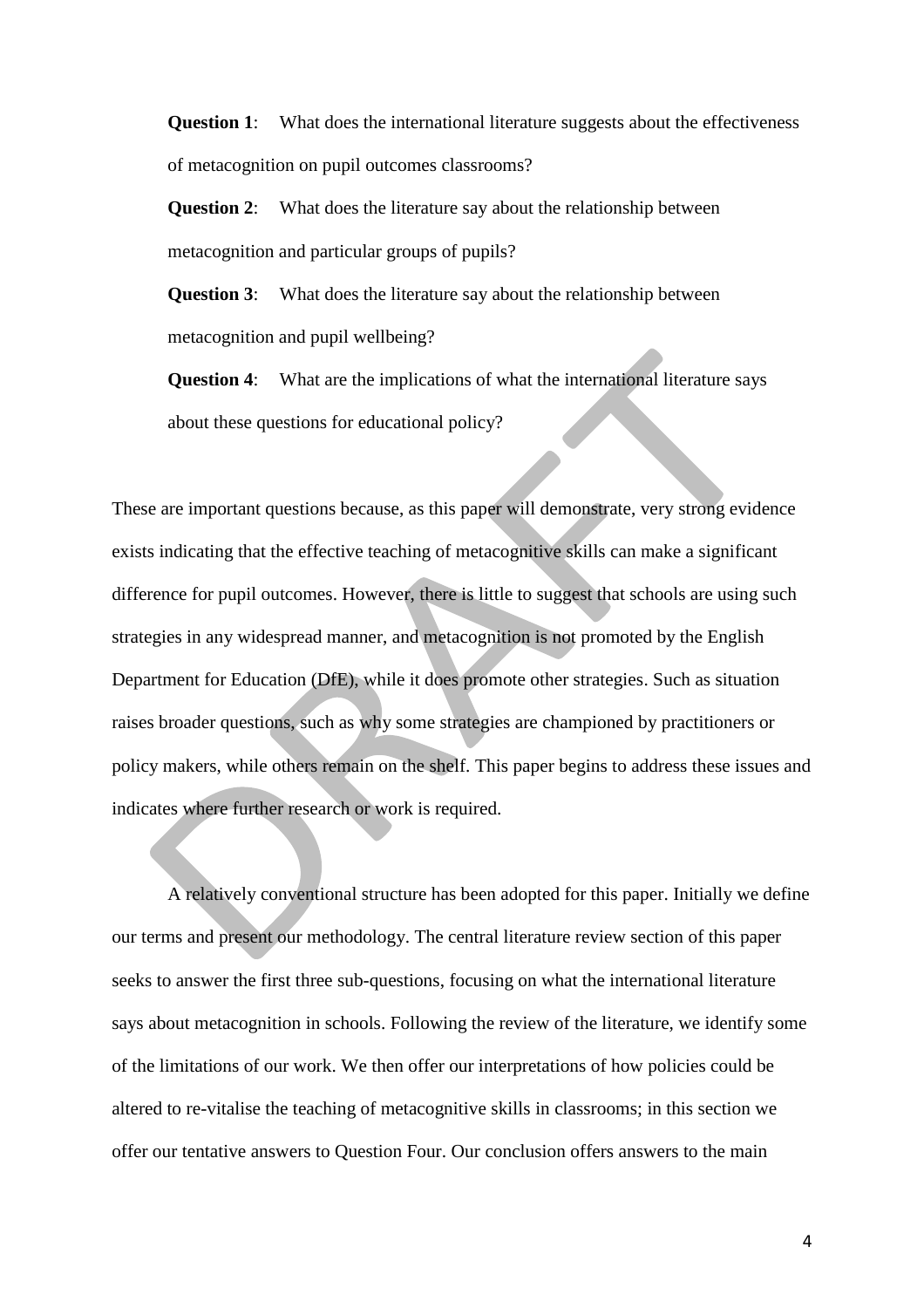**Question 1**: What does the international literature suggests about the effectiveness of metacognition on pupil outcomes classrooms?

**Question 2**: What does the literature say about the relationship between metacognition and particular groups of pupils?

**Question 3**: What does the literature say about the relationship between metacognition and pupil wellbeing?

**Question 4**: What are the implications of what the international literature says about these questions for educational policy?

These are important questions because, as this paper will demonstrate, very strong evidence exists indicating that the effective teaching of metacognitive skills can make a significant difference for pupil outcomes. However, there is little to suggest that schools are using such strategies in any widespread manner, and metacognition is not promoted by the English Department for Education (DfE), while it does promote other strategies. Such as situation raises broader questions, such as why some strategies are championed by practitioners or policy makers, while others remain on the shelf. This paper begins to address these issues and indicates where further research or work is required.

A relatively conventional structure has been adopted for this paper. Initially we define our terms and present our methodology. The central literature review section of this paper seeks to answer the first three sub-questions, focusing on what the international literature says about metacognition in schools. Following the review of the literature, we identify some of the limitations of our work. We then offer our interpretations of how policies could be altered to re-vitalise the teaching of metacognitive skills in classrooms; in this section we offer our tentative answers to Question Four. Our conclusion offers answers to the main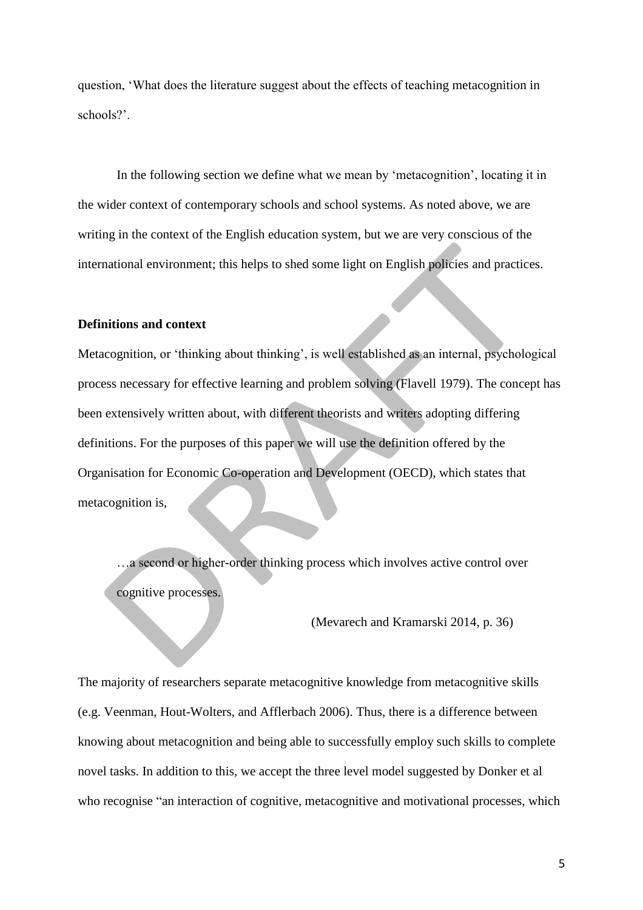question, 'What does the literature suggest about the effects of teaching metacognition in schools?'.

In the following section we define what we mean by 'metacognition', locating it in the wider context of contemporary schools and school systems. As noted above, we are writing in the context of the English education system, but we are very conscious of the international environment; this helps to shed some light on English policies and practices.

**Definitions and context**

Metacognition, or 'thinking about thinking', is well established as an internal, psychological process necessary for effective learning and problem solving (Flavell 1979). The concept has been extensively written about, with different theorists and writers adopting differing definitions. For the purposes of this paper we will use the definition offered by the Organisation for Economic Co-operation and Development (OECD), which states that metacognition is,

> …a second or higher-order thinking process which involves active control over cognitive processes.
>
> (Mevarech and Kramarski 2014, p. 36)

The majority of researchers separate metacognitive knowledge from metacognitive skills (e.g. Veenman, Hout-Wolters, and Afflerbach 2006). Thus, there is a difference between knowing about metacognition and being able to successfully employ such skills to complete novel tasks. In addition to this, we accept the three level model suggested by Donker et al who recognise "an interaction of cognitive, metacognitive and motivational processes, which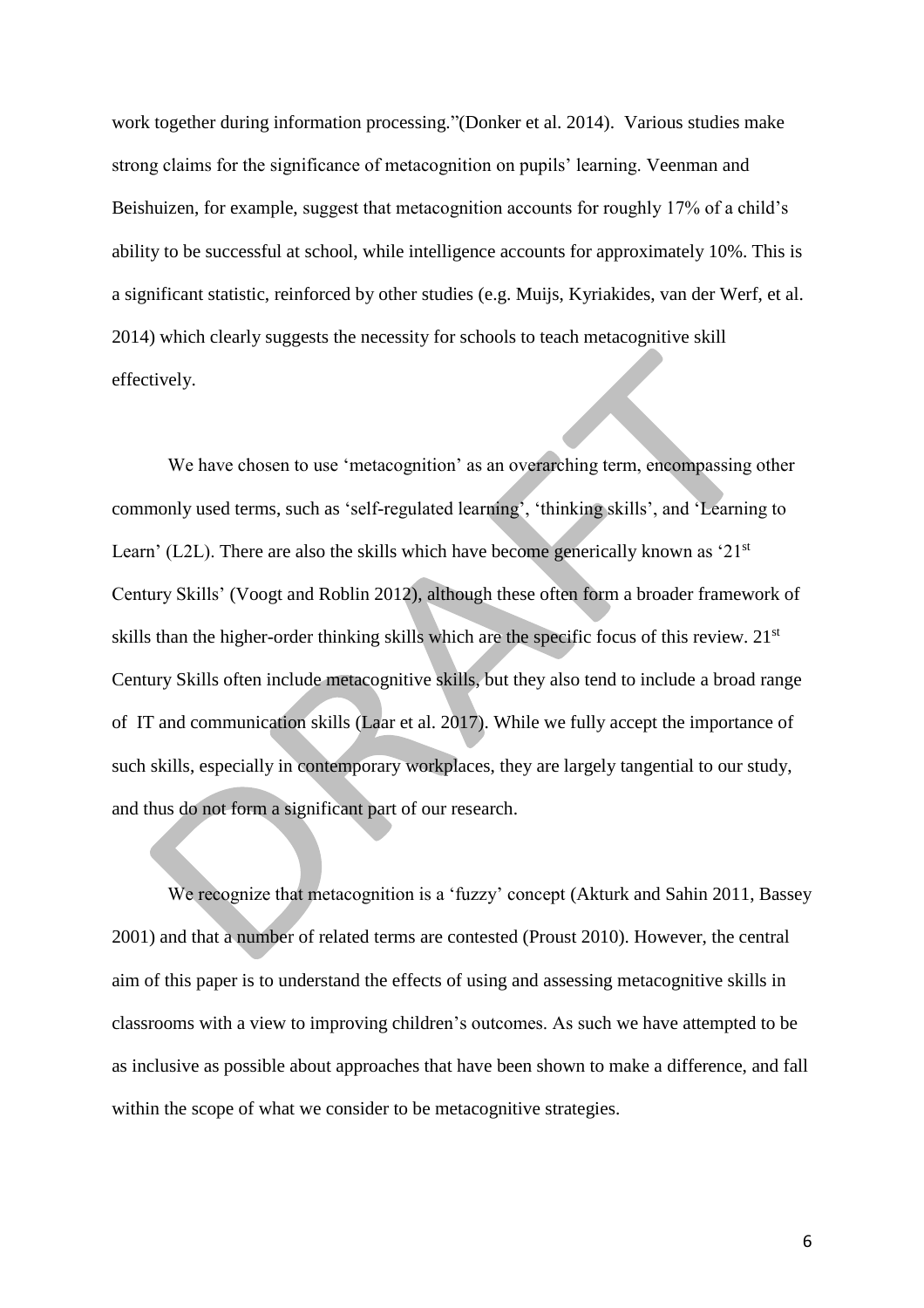work together during information processing."(Donker et al. 2014). Various studies make strong claims for the significance of metacognition on pupils' learning. Veenman and Beishuizen, for example, suggest that metacognition accounts for roughly 17% of a child's ability to be successful at school, while intelligence accounts for approximately 10%. This is a significant statistic, reinforced by other studies (e.g. Muijs, Kyriakides, van der Werf, et al. 2014) which clearly suggests the necessity for schools to teach metacognitive skill effectively.

We have chosen to use 'metacognition' as an overarching term, encompassing other commonly used terms, such as 'self-regulated learning', 'thinking skills', and 'Learning to Learn' (L2L). There are also the skills which have become generically known as '21st Century Skills' (Voogt and Roblin 2012), although these often form a broader framework of skills than the higher-order thinking skills which are the specific focus of this review. 21st Century Skills often include metacognitive skills, but they also tend to include a broad range of IT and communication skills (Laar et al. 2017). While we fully accept the importance of such skills, especially in contemporary workplaces, they are largely tangential to our study, and thus do not form a significant part of our research.

We recognize that metacognition is a 'fuzzy' concept (Akturk and Sahin 2011, Bassey 2001) and that a number of related terms are contested (Proust 2010). However, the central aim of this paper is to understand the effects of using and assessing metacognitive skills in classrooms with a view to improving children's outcomes. As such we have attempted to be as inclusive as possible about approaches that have been shown to make a difference, and fall within the scope of what we consider to be metacognitive strategies.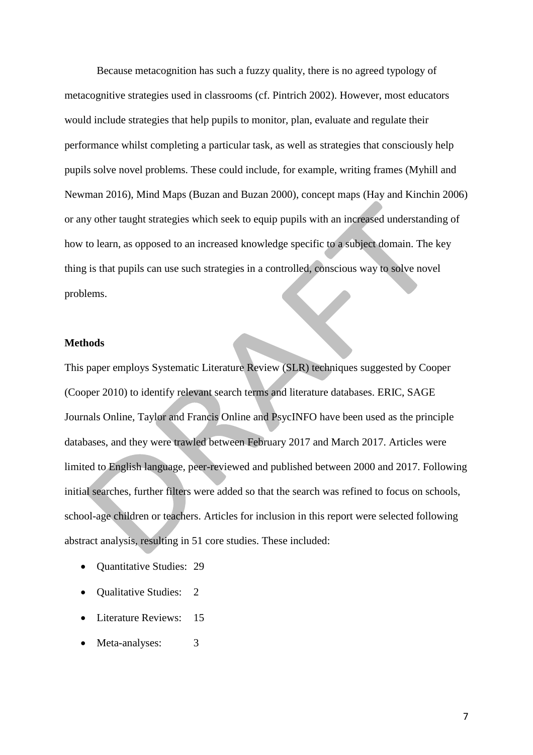Because metacognition has such a fuzzy quality, there is no agreed typology of metacognitive strategies used in classrooms (cf. Pintrich 2002). However, most educators would include strategies that help pupils to monitor, plan, evaluate and regulate their performance whilst completing a particular task, as well as strategies that consciously help pupils solve novel problems. These could include, for example, writing frames (Myhill and Newman 2016), Mind Maps (Buzan and Buzan 2000), concept maps (Hay and Kinchin 2006) or any other taught strategies which seek to equip pupils with an increased understanding of how to learn, as opposed to an increased knowledge specific to a subject domain. The key thing is that pupils can use such strategies in a controlled, conscious way to solve novel problems.

**Methods**

This paper employs Systematic Literature Review (SLR) techniques suggested by Cooper (Cooper 2010) to identify relevant search terms and literature databases. ERIC, SAGE Journals Online, Taylor and Francis Online and PsycINFO have been used as the principle databases, and they were trawled between February 2017 and March 2017. Articles were limited to English language, peer-reviewed and published between 2000 and 2017. Following initial searches, further filters were added so that the search was refined to focus on schools, school-age children or teachers. Articles for inclusion in this report were selected following abstract analysis, resulting in 51 core studies. These included:

- Quantitative Studies: 29
- Qualitative Studies: 2
- Literature Reviews: 15
- Meta-analyses: 3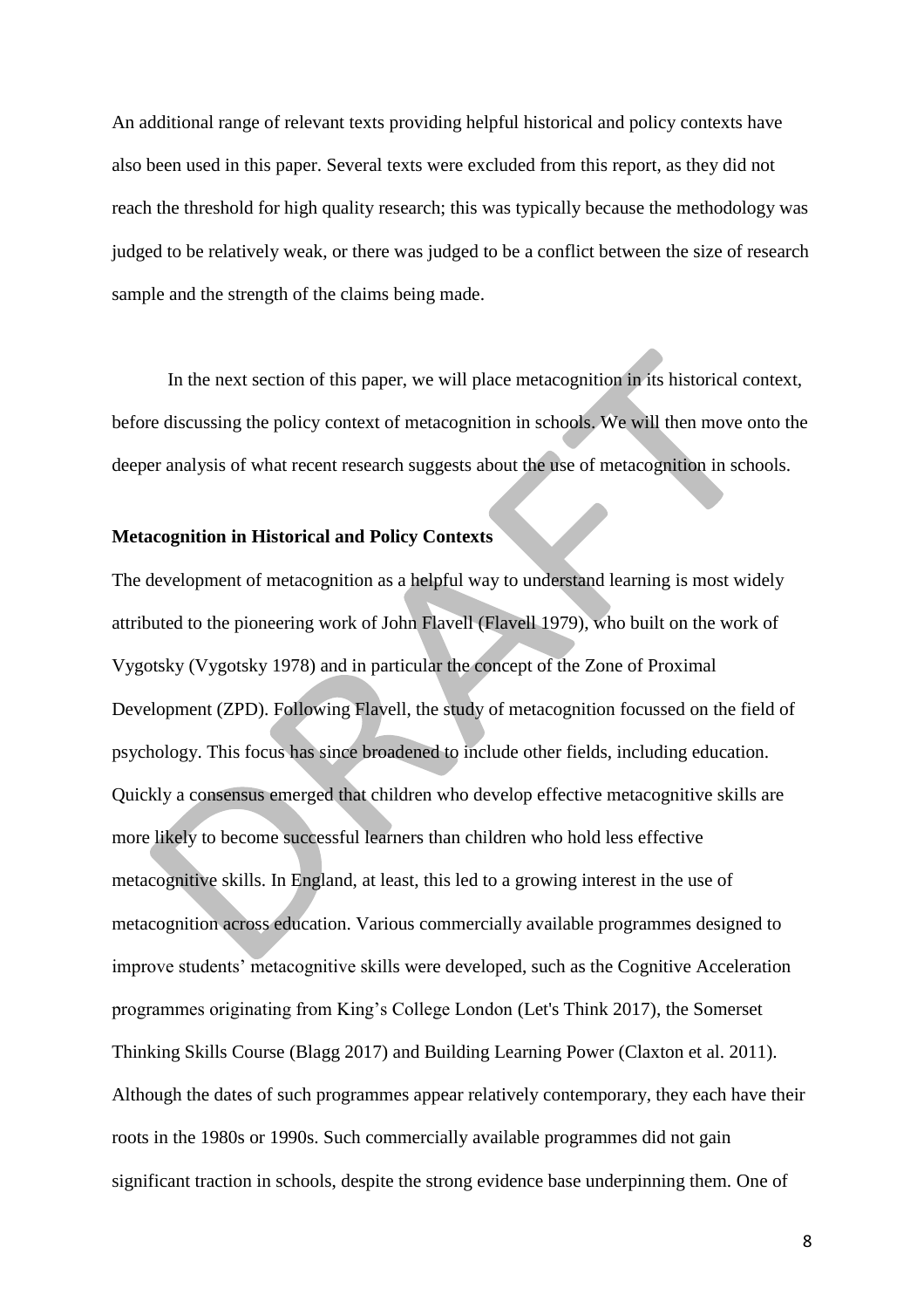An additional range of relevant texts providing helpful historical and policy contexts have also been used in this paper. Several texts were excluded from this report, as they did not reach the threshold for high quality research; this was typically because the methodology was judged to be relatively weak, or there was judged to be a conflict between the size of research sample and the strength of the claims being made.

In the next section of this paper, we will place metacognition in its historical context, before discussing the policy context of metacognition in schools. We will then move onto the deeper analysis of what recent research suggests about the use of metacognition in schools.

**Metacognition in Historical and Policy Contexts**

The development of metacognition as a helpful way to understand learning is most widely attributed to the pioneering work of John Flavell (Flavell 1979), who built on the work of Vygotsky (Vygotsky 1978) and in particular the concept of the Zone of Proximal Development (ZPD). Following Flavell, the study of metacognition focussed on the field of psychology. This focus has since broadened to include other fields, including education. Quickly a consensus emerged that children who develop effective metacognitive skills are more likely to become successful learners than children who hold less effective metacognitive skills. In England, at least, this led to a growing interest in the use of metacognition across education. Various commercially available programmes designed to improve students' metacognitive skills were developed, such as the Cognitive Acceleration programmes originating from King's College London (Let's Think 2017), the Somerset Thinking Skills Course (Blagg 2017) and Building Learning Power (Claxton et al. 2011). Although the dates of such programmes appear relatively contemporary, they each have their roots in the 1980s or 1990s. Such commercially available programmes did not gain significant traction in schools, despite the strong evidence base underpinning them. One of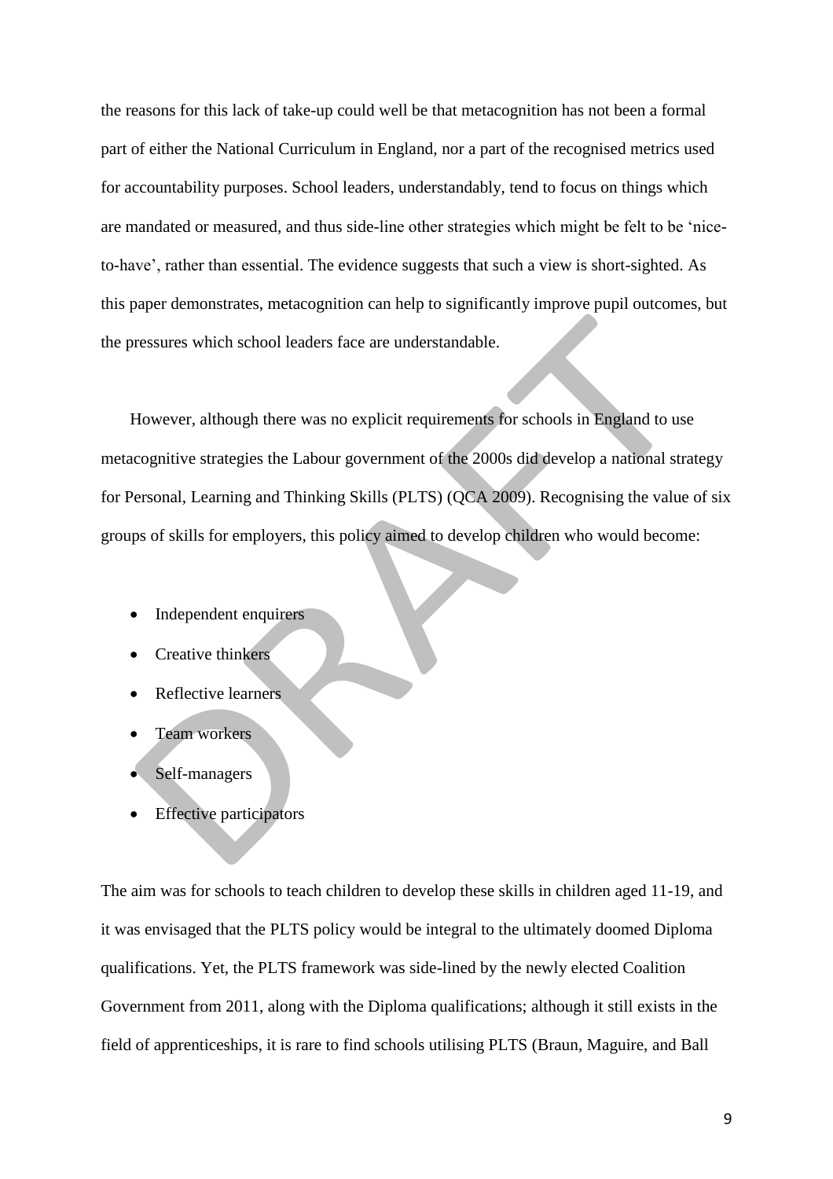the reasons for this lack of take-up could well be that metacognition has not been a formal part of either the National Curriculum in England, nor a part of the recognised metrics used for accountability purposes. School leaders, understandably, tend to focus on things which are mandated or measured, and thus side-line other strategies which might be felt to be 'nice-to-have', rather than essential. The evidence suggests that such a view is short-sighted. As this paper demonstrates, metacognition can help to significantly improve pupil outcomes, but the pressures which school leaders face are understandable.

However, although there was no explicit requirements for schools in England to use metacognitive strategies the Labour government of the 2000s did develop a national strategy for Personal, Learning and Thinking Skills (PLTS) (QCA 2009). Recognising the value of six groups of skills for employers, this policy aimed to develop children who would become:

- Independent enquirers
- Creative thinkers
- Reflective learners
- Team workers
- Self-managers
- Effective participators

The aim was for schools to teach children to develop these skills in children aged 11-19, and it was envisaged that the PLTS policy would be integral to the ultimately doomed Diploma qualifications. Yet, the PLTS framework was side-lined by the newly elected Coalition Government from 2011, along with the Diploma qualifications; although it still exists in the field of apprenticeships, it is rare to find schools utilising PLTS (Braun, Maguire, and Ball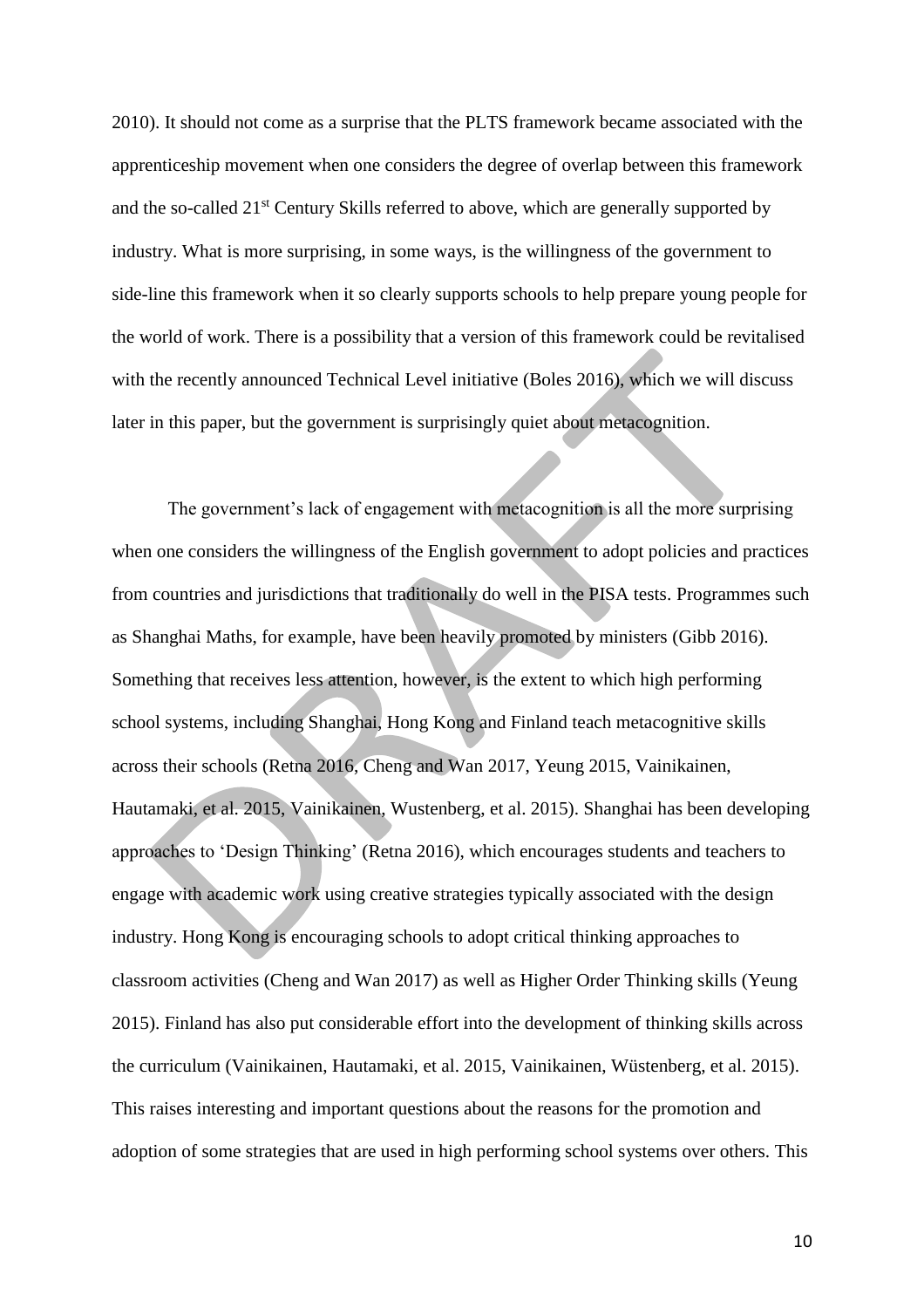2010). It should not come as a surprise that the PLTS framework became associated with the apprenticeship movement when one considers the degree of overlap between this framework and the so-called 21st Century Skills referred to above, which are generally supported by industry. What is more surprising, in some ways, is the willingness of the government to side-line this framework when it so clearly supports schools to help prepare young people for the world of work. There is a possibility that a version of this framework could be revitalised with the recently announced Technical Level initiative (Boles 2016), which we will discuss later in this paper, but the government is surprisingly quiet about metacognition.

The government's lack of engagement with metacognition is all the more surprising when one considers the willingness of the English government to adopt policies and practices from countries and jurisdictions that traditionally do well in the PISA tests. Programmes such as Shanghai Maths, for example, have been heavily promoted by ministers (Gibb 2016). Something that receives less attention, however, is the extent to which high performing school systems, including Shanghai, Hong Kong and Finland teach metacognitive skills across their schools (Retna 2016, Cheng and Wan 2017, Yeung 2015, Vainikainen, Hautamaki, et al. 2015, Vainikainen, Wustenberg, et al. 2015). Shanghai has been developing approaches to 'Design Thinking' (Retna 2016), which encourages students and teachers to engage with academic work using creative strategies typically associated with the design industry. Hong Kong is encouraging schools to adopt critical thinking approaches to classroom activities (Cheng and Wan 2017) as well as Higher Order Thinking skills (Yeung 2015). Finland has also put considerable effort into the development of thinking skills across the curriculum (Vainikainen, Hautamaki, et al. 2015, Vainikainen, Wüstenberg, et al. 2015). This raises interesting and important questions about the reasons for the promotion and adoption of some strategies that are used in high performing school systems over others. This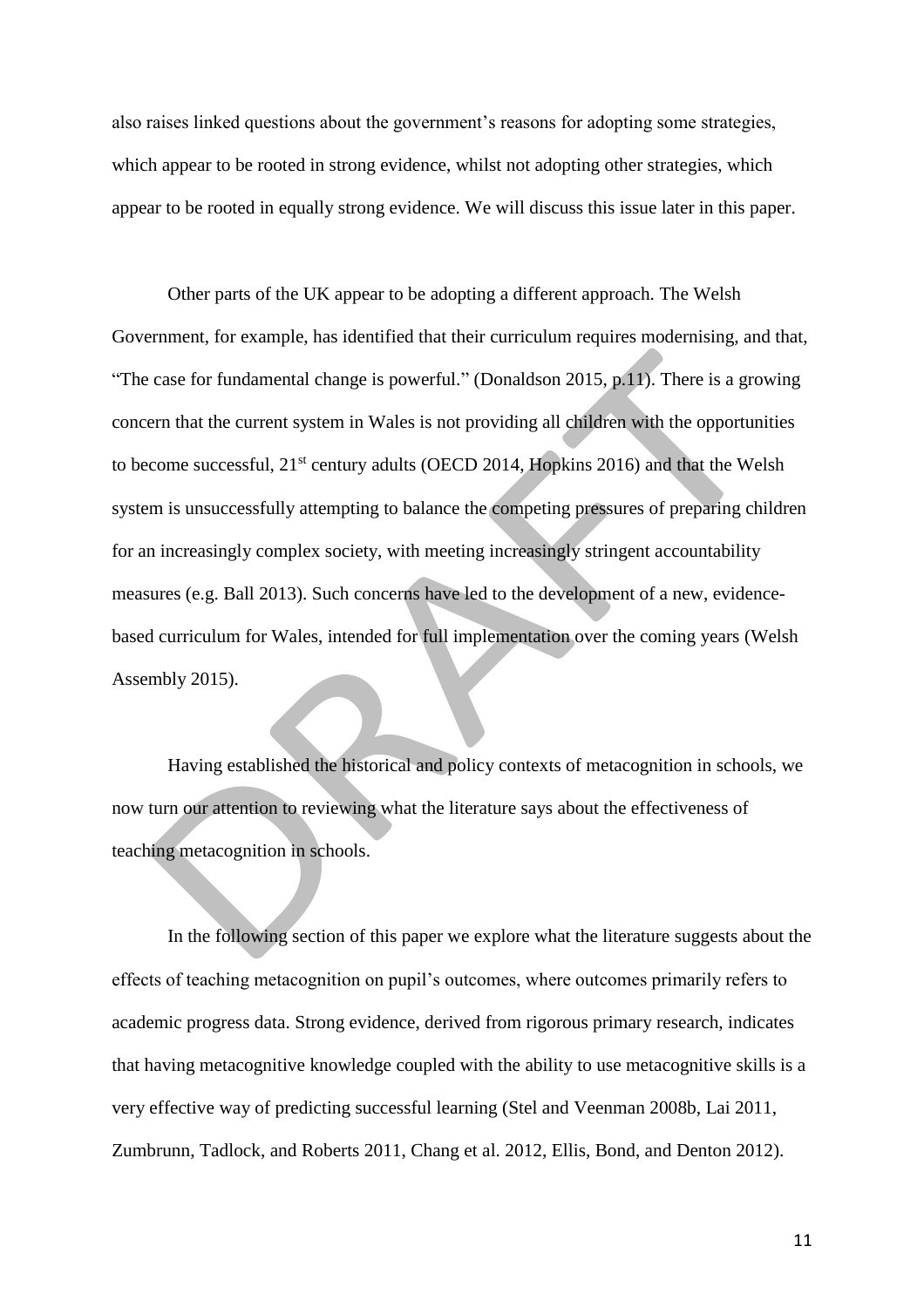also raises linked questions about the government's reasons for adopting some strategies, which appear to be rooted in strong evidence, whilst not adopting other strategies, which appear to be rooted in equally strong evidence. We will discuss this issue later in this paper.

Other parts of the UK appear to be adopting a different approach. The Welsh Government, for example, has identified that their curriculum requires modernising, and that, "The case for fundamental change is powerful." (Donaldson 2015, p.11). There is a growing concern that the current system in Wales is not providing all children with the opportunities to become successful, 21st century adults (OECD 2014, Hopkins 2016) and that the Welsh system is unsuccessfully attempting to balance the competing pressures of preparing children for an increasingly complex society, with meeting increasingly stringent accountability measures (e.g. Ball 2013). Such concerns have led to the development of a new, evidence-based curriculum for Wales, intended for full implementation over the coming years (Welsh Assembly 2015).

Having established the historical and policy contexts of metacognition in schools, we now turn our attention to reviewing what the literature says about the effectiveness of teaching metacognition in schools.

In the following section of this paper we explore what the literature suggests about the effects of teaching metacognition on pupil's outcomes, where outcomes primarily refers to academic progress data. Strong evidence, derived from rigorous primary research, indicates that having metacognitive knowledge coupled with the ability to use metacognitive skills is a very effective way of predicting successful learning (Stel and Veenman 2008b, Lai 2011, Zumbrunn, Tadlock, and Roberts 2011, Chang et al. 2012, Ellis, Bond, and Denton 2012).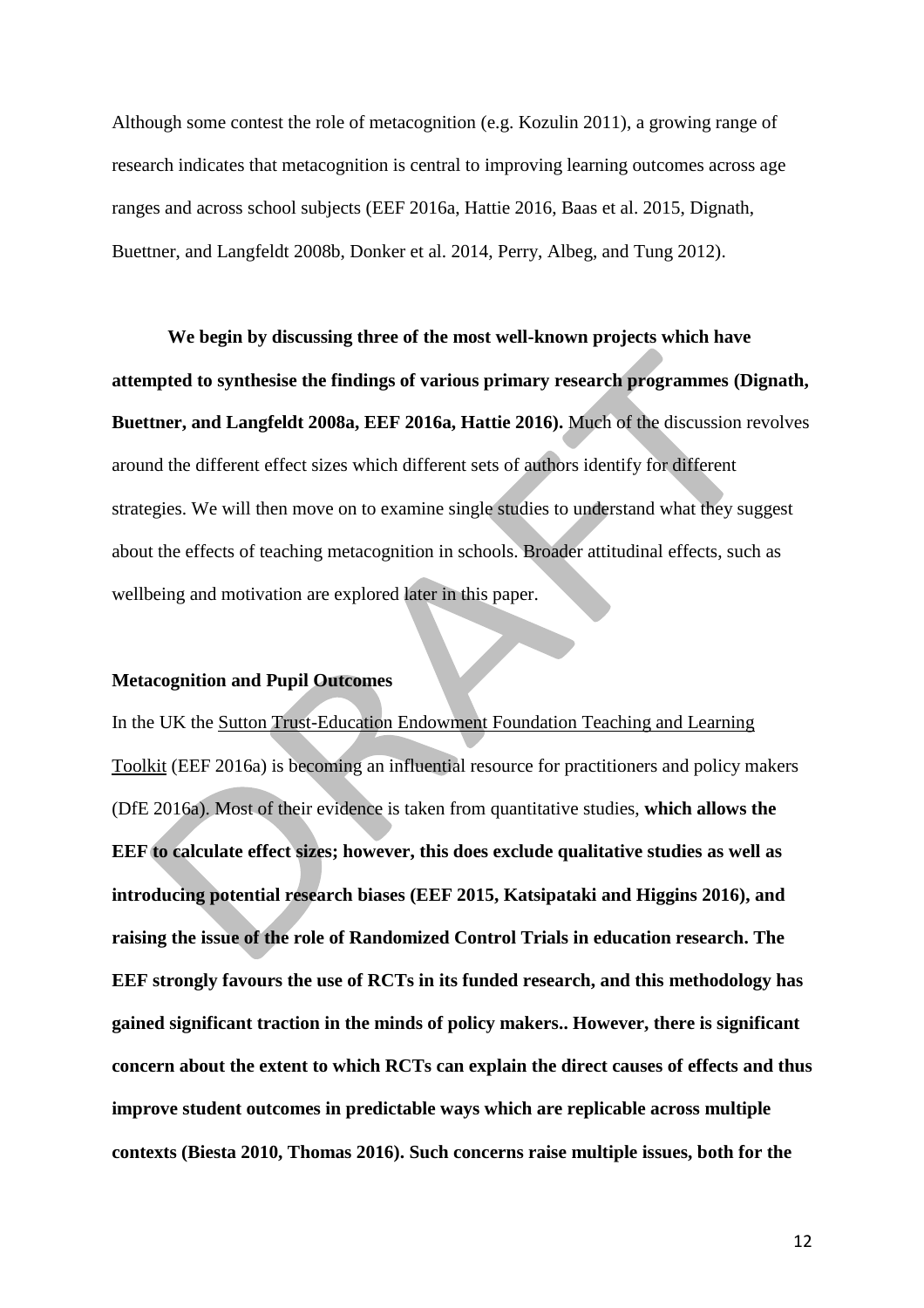Although some contest the role of metacognition (e.g. Kozulin 2011), a growing range of research indicates that metacognition is central to improving learning outcomes across age ranges and across school subjects (EEF 2016a, Hattie 2016, Baas et al. 2015, Dignath, Buettner, and Langfeldt 2008b, Donker et al. 2014, Perry, Albeg, and Tung 2012).

**We begin by discussing three of the most well-known projects which have attempted to synthesise the findings of various primary research programmes (Dignath, Buettner, and Langfeldt 2008a, EEF 2016a, Hattie 2016).** Much of the discussion revolves around the different effect sizes which different sets of authors identify for different strategies. We will then move on to examine single studies to understand what they suggest about the effects of teaching metacognition in schools. Broader attitudinal effects, such as wellbeing and motivation are explored later in this paper.

**Metacognition and Pupil Outcomes**

In the UK the Sutton Trust-Education Endowment Foundation Teaching and Learning Toolkit (EEF 2016a) is becoming an influential resource for practitioners and policy makers (DfE 2016a). Most of their evidence is taken from quantitative studies, **which allows the EEF to calculate effect sizes; however, this does exclude qualitative studies as well as introducing potential research biases (EEF 2015, Katsipataki and Higgins 2016), and raising the issue of the role of Randomized Control Trials in education research. The EEF strongly favours the use of RCTs in its funded research, and this methodology has gained significant traction in the minds of policy makers.. However, there is significant concern about the extent to which RCTs can explain the direct causes of effects and thus improve student outcomes in predictable ways which are replicable across multiple contexts (Biesta 2010, Thomas 2016). Such concerns raise multiple issues, both for the**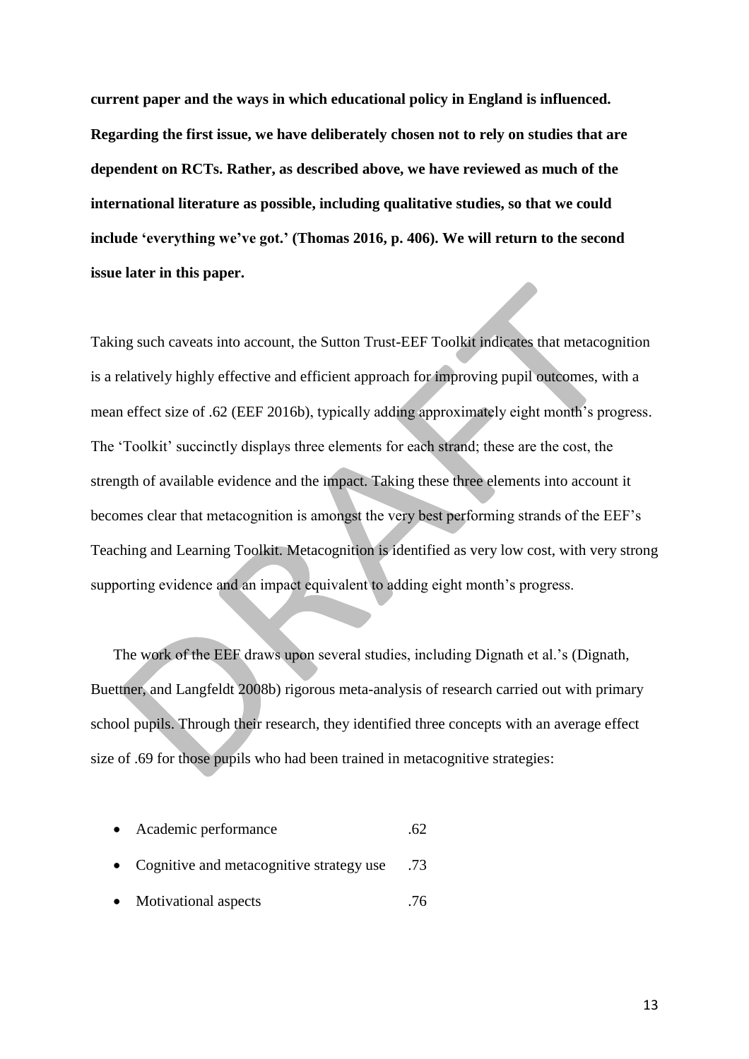**current paper and the ways in which educational policy in England is influenced. Regarding the first issue, we have deliberately chosen not to rely on studies that are dependent on RCTs. Rather, as described above, we have reviewed as much of the international literature as possible, including qualitative studies, so that we could include 'everything we've got.' (Thomas 2016, p. 406). We will return to the second issue later in this paper.**

Taking such caveats into account, the Sutton Trust-EEF Toolkit indicates that metacognition is a relatively highly effective and efficient approach for improving pupil outcomes, with a mean effect size of .62 (EEF 2016b), typically adding approximately eight month's progress. The 'Toolkit' succinctly displays three elements for each strand; these are the cost, the strength of available evidence and the impact. Taking these three elements into account it becomes clear that metacognition is amongst the very best performing strands of the EEF's Teaching and Learning Toolkit. Metacognition is identified as very low cost, with very strong supporting evidence and an impact equivalent to adding eight month's progress.

The work of the EEF draws upon several studies, including Dignath et al.'s (Dignath, Buettner, and Langfeldt 2008b) rigorous meta-analysis of research carried out with primary school pupils. Through their research, they identified three concepts with an average effect size of .69 for those pupils who had been trained in metacognitive strategies:

- Academic performance .62
- Cognitive and metacognitive strategy use .73
- Motivational aspects .76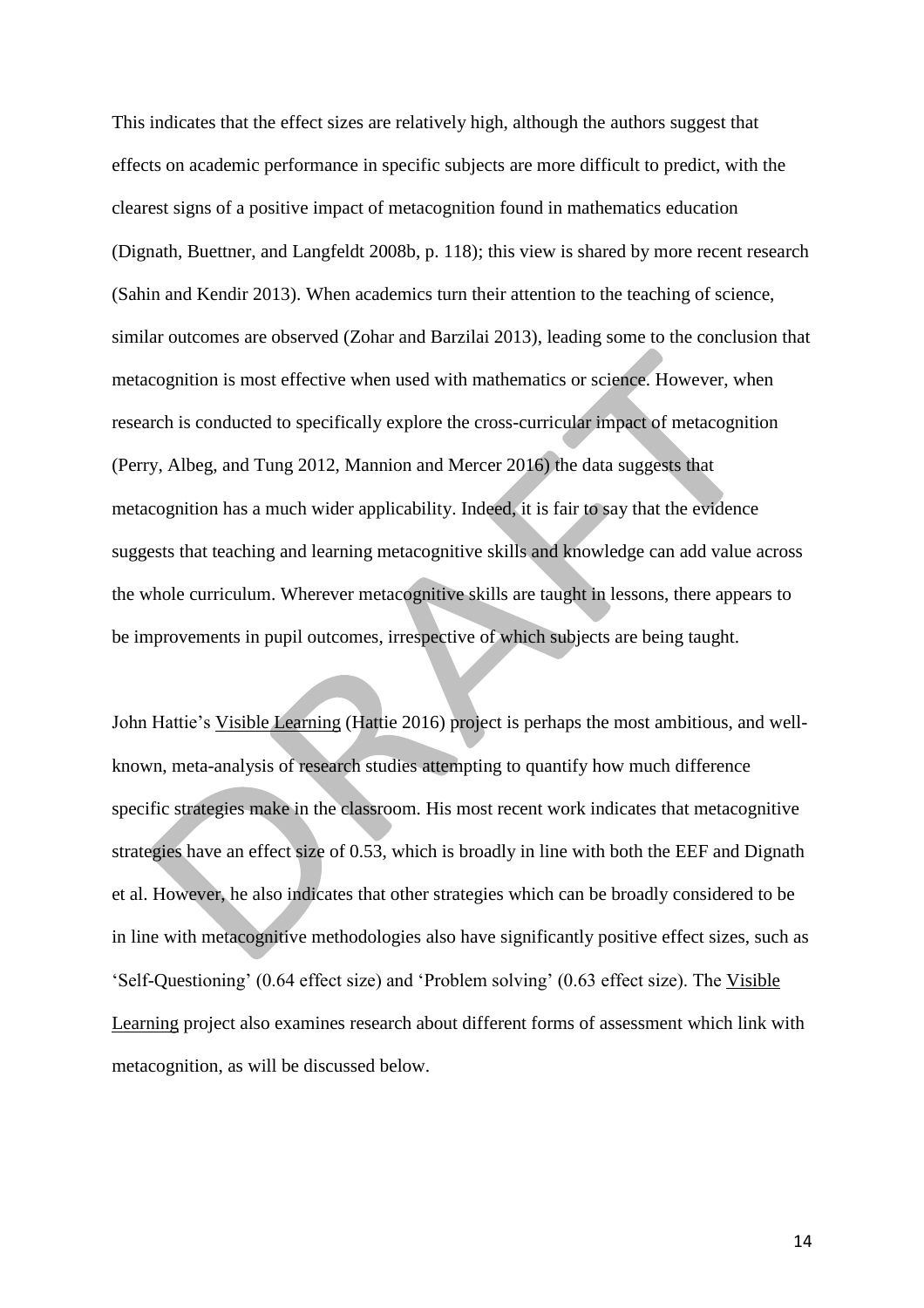This indicates that the effect sizes are relatively high, although the authors suggest that effects on academic performance in specific subjects are more difficult to predict, with the clearest signs of a positive impact of metacognition found in mathematics education (Dignath, Buettner, and Langfeldt 2008b, p. 118); this view is shared by more recent research (Sahin and Kendir 2013). When academics turn their attention to the teaching of science, similar outcomes are observed (Zohar and Barzilai 2013), leading some to the conclusion that metacognition is most effective when used with mathematics or science. However, when research is conducted to specifically explore the cross-curricular impact of metacognition (Perry, Albeg, and Tung 2012, Mannion and Mercer 2016) the data suggests that metacognition has a much wider applicability. Indeed, it is fair to say that the evidence suggests that teaching and learning metacognitive skills and knowledge can add value across the whole curriculum. Wherever metacognitive skills are taught in lessons, there appears to be improvements in pupil outcomes, irrespective of which subjects are being taught.

John Hattie's Visible Learning (Hattie 2016) project is perhaps the most ambitious, and well-known, meta-analysis of research studies attempting to quantify how much difference specific strategies make in the classroom. His most recent work indicates that metacognitive strategies have an effect size of 0.53, which is broadly in line with both the EEF and Dignath et al. However, he also indicates that other strategies which can be broadly considered to be in line with metacognitive methodologies also have significantly positive effect sizes, such as 'Self-Questioning' (0.64 effect size) and 'Problem solving' (0.63 effect size). The Visible Learning project also examines research about different forms of assessment which link with metacognition, as will be discussed below.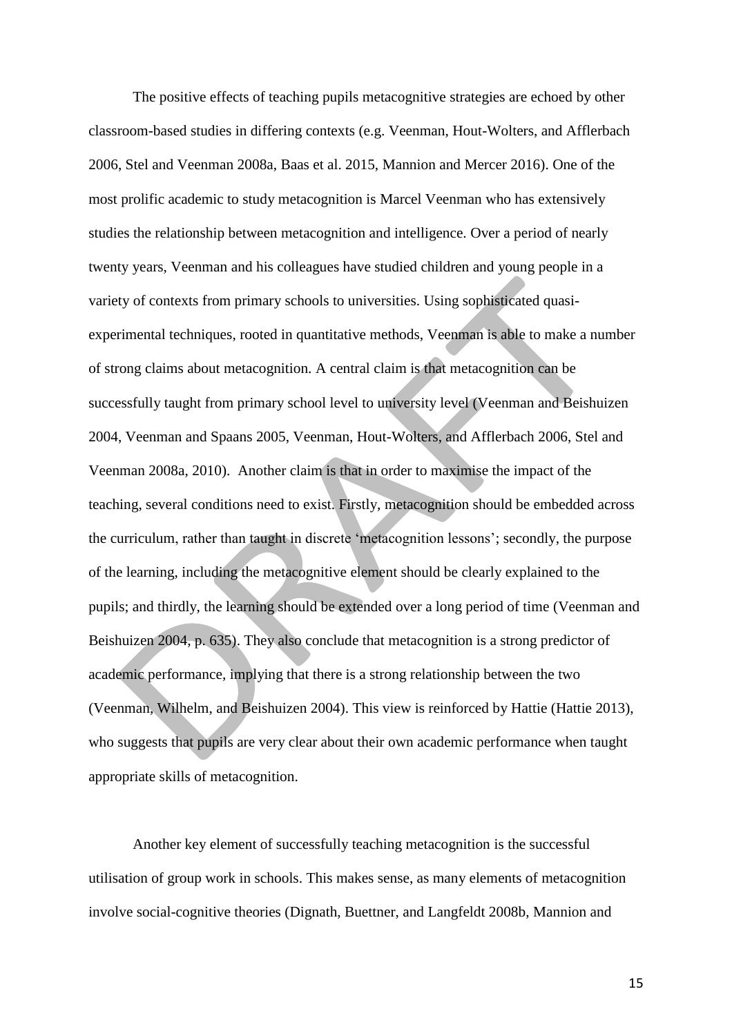The positive effects of teaching pupils metacognitive strategies are echoed by other classroom-based studies in differing contexts (e.g. Veenman, Hout-Wolters, and Afflerbach 2006, Stel and Veenman 2008a, Baas et al. 2015, Mannion and Mercer 2016). One of the most prolific academic to study metacognition is Marcel Veenman who has extensively studies the relationship between metacognition and intelligence. Over a period of nearly twenty years, Veenman and his colleagues have studied children and young people in a variety of contexts from primary schools to universities. Using sophisticated quasi-experimental techniques, rooted in quantitative methods, Veenman is able to make a number of strong claims about metacognition. A central claim is that metacognition can be successfully taught from primary school level to university level (Veenman and Beishuizen 2004, Veenman and Spaans 2005, Veenman, Hout-Wolters, and Afflerbach 2006, Stel and Veenman 2008a, 2010). Another claim is that in order to maximise the impact of the teaching, several conditions need to exist. Firstly, metacognition should be embedded across the curriculum, rather than taught in discrete 'metacognition lessons'; secondly, the purpose of the learning, including the metacognitive element should be clearly explained to the pupils; and thirdly, the learning should be extended over a long period of time (Veenman and Beishuizen 2004, p. 635). They also conclude that metacognition is a strong predictor of academic performance, implying that there is a strong relationship between the two (Veenman, Wilhelm, and Beishuizen 2004). This view is reinforced by Hattie (Hattie 2013), who suggests that pupils are very clear about their own academic performance when taught appropriate skills of metacognition.

Another key element of successfully teaching metacognition is the successful utilisation of group work in schools. This makes sense, as many elements of metacognition involve social-cognitive theories (Dignath, Buettner, and Langfeldt 2008b, Mannion and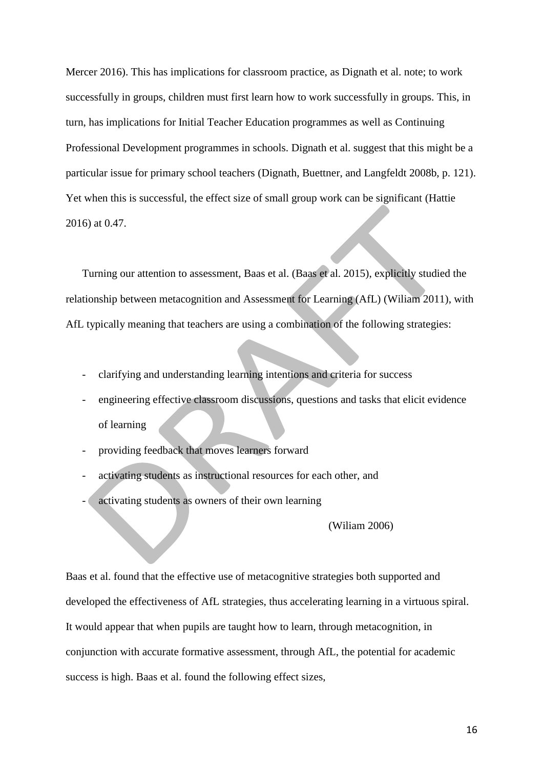Mercer 2016). This has implications for classroom practice, as Dignath et al. note; to work successfully in groups, children must first learn how to work successfully in groups. This, in turn, has implications for Initial Teacher Education programmes as well as Continuing Professional Development programmes in schools. Dignath et al. suggest that this might be a particular issue for primary school teachers (Dignath, Buettner, and Langfeldt 2008b, p. 121). Yet when this is successful, the effect size of small group work can be significant (Hattie 2016) at 0.47.

Turning our attention to assessment, Baas et al. (Baas et al. 2015), explicitly studied the relationship between metacognition and Assessment for Learning (AfL) (Wiliam 2011), with AfL typically meaning that teachers are using a combination of the following strategies:

- clarifying and understanding learning intentions and criteria for success
- engineering effective classroom discussions, questions and tasks that elicit evidence of learning
- providing feedback that moves learners forward
- activating students as instructional resources for each other, and
- activating students as owners of their own learning

(Wiliam 2006)

Baas et al. found that the effective use of metacognitive strategies both supported and developed the effectiveness of AfL strategies, thus accelerating learning in a virtuous spiral. It would appear that when pupils are taught how to learn, through metacognition, in conjunction with accurate formative assessment, through AfL, the potential for academic success is high. Baas et al. found the following effect sizes,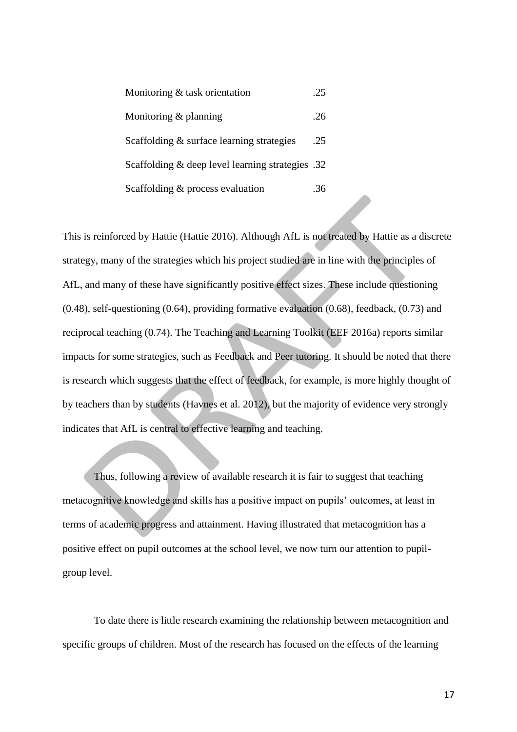| | |
|---|---|
| Monitoring & task orientation | .25 |
| Monitoring & planning | .26 |
| Scaffolding & surface learning strategies | .25 |
| Scaffolding & deep level learning strategies | .32 |
| Scaffolding & process evaluation | .36 |

This is reinforced by Hattie (Hattie 2016). Although AfL is not treated by Hattie as a discrete strategy, many of the strategies which his project studied are in line with the principles of AfL, and many of these have significantly positive effect sizes. These include questioning (0.48), self-questioning (0.64), providing formative evaluation (0.68), feedback, (0.73) and reciprocal teaching (0.74). The Teaching and Learning Toolkit (EEF 2016a) reports similar impacts for some strategies, such as Feedback and Peer tutoring. It should be noted that there is research which suggests that the effect of feedback, for example, is more highly thought of by teachers than by students (Havnes et al. 2012), but the majority of evidence very strongly indicates that AfL is central to effective learning and teaching.

Thus, following a review of available research it is fair to suggest that teaching metacognitive knowledge and skills has a positive impact on pupils' outcomes, at least in terms of academic progress and attainment. Having illustrated that metacognition has a positive effect on pupil outcomes at the school level, we now turn our attention to pupil-group level.

To date there is little research examining the relationship between metacognition and specific groups of children. Most of the research has focused on the effects of the learning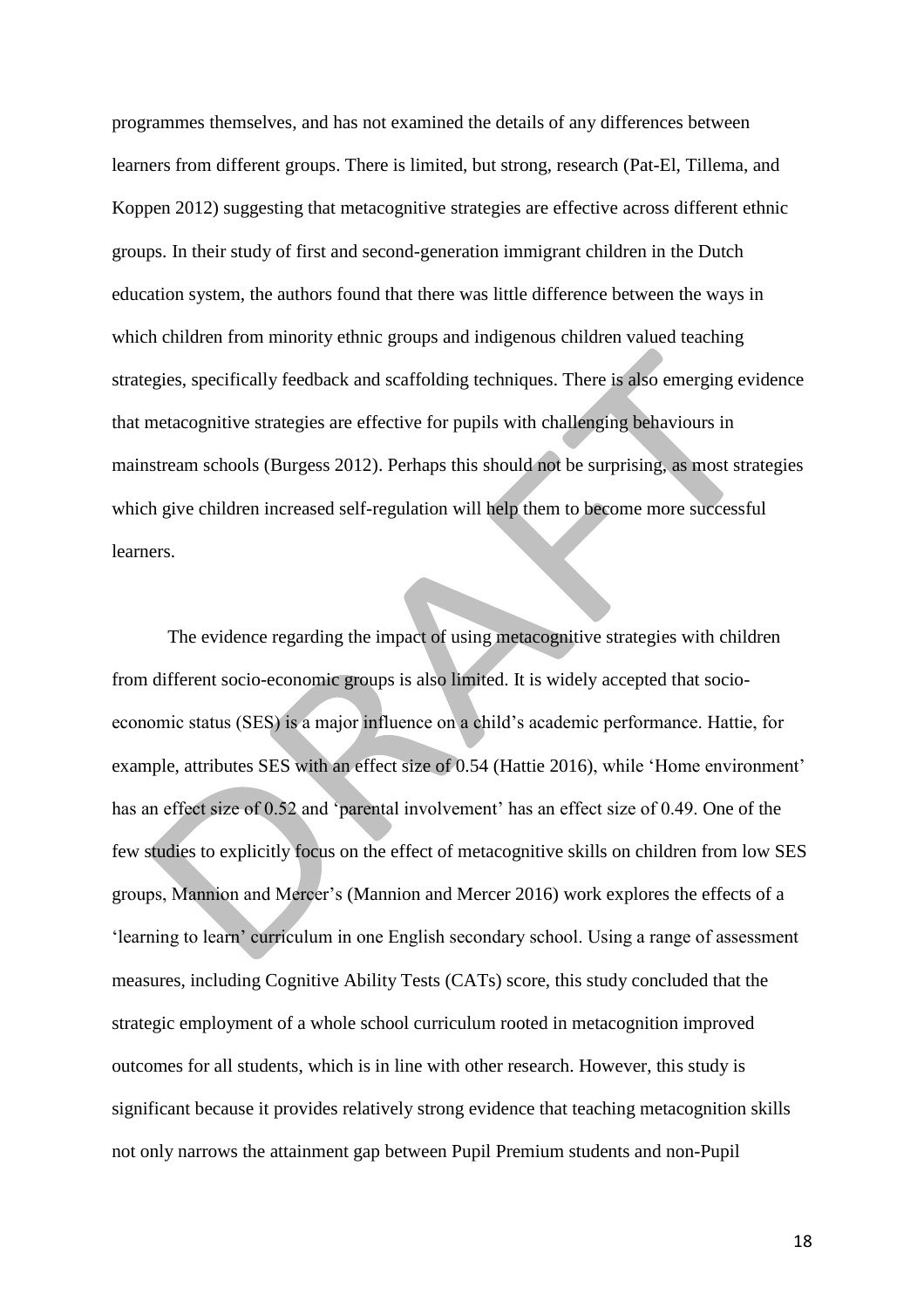programmes themselves, and has not examined the details of any differences between learners from different groups. There is limited, but strong, research (Pat-El, Tillema, and Koppen 2012) suggesting that metacognitive strategies are effective across different ethnic groups. In their study of first and second-generation immigrant children in the Dutch education system, the authors found that there was little difference between the ways in which children from minority ethnic groups and indigenous children valued teaching strategies, specifically feedback and scaffolding techniques. There is also emerging evidence that metacognitive strategies are effective for pupils with challenging behaviours in mainstream schools (Burgess 2012). Perhaps this should not be surprising, as most strategies which give children increased self-regulation will help them to become more successful learners.

The evidence regarding the impact of using metacognitive strategies with children from different socio-economic groups is also limited. It is widely accepted that socio-economic status (SES) is a major influence on a child's academic performance. Hattie, for example, attributes SES with an effect size of 0.54 (Hattie 2016), while 'Home environment' has an effect size of 0.52 and 'parental involvement' has an effect size of 0.49. One of the few studies to explicitly focus on the effect of metacognitive skills on children from low SES groups, Mannion and Mercer's (Mannion and Mercer 2016) work explores the effects of a 'learning to learn' curriculum in one English secondary school. Using a range of assessment measures, including Cognitive Ability Tests (CATs) score, this study concluded that the strategic employment of a whole school curriculum rooted in metacognition improved outcomes for all students, which is in line with other research. However, this study is significant because it provides relatively strong evidence that teaching metacognition skills not only narrows the attainment gap between Pupil Premium students and non-Pupil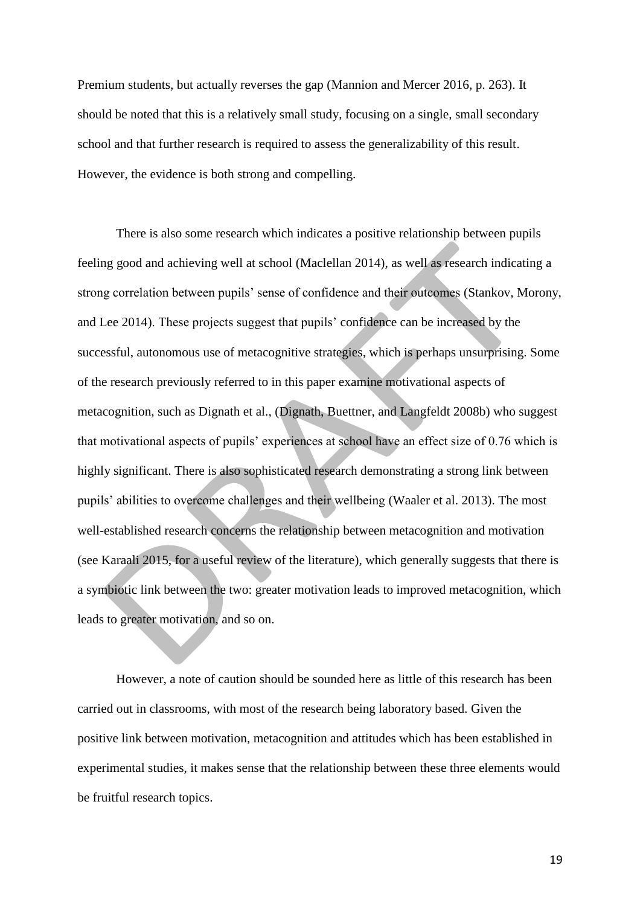Premium students, but actually reverses the gap (Mannion and Mercer 2016, p. 263). It should be noted that this is a relatively small study, focusing on a single, small secondary school and that further research is required to assess the generalizability of this result. However, the evidence is both strong and compelling.

There is also some research which indicates a positive relationship between pupils feeling good and achieving well at school (Maclellan 2014), as well as research indicating a strong correlation between pupils' sense of confidence and their outcomes (Stankov, Morony, and Lee 2014). These projects suggest that pupils' confidence can be increased by the successful, autonomous use of metacognitive strategies, which is perhaps unsurprising. Some of the research previously referred to in this paper examine motivational aspects of metacognition, such as Dignath et al., (Dignath, Buettner, and Langfeldt 2008b) who suggest that motivational aspects of pupils' experiences at school have an effect size of 0.76 which is highly significant. There is also sophisticated research demonstrating a strong link between pupils' abilities to overcome challenges and their wellbeing (Waaler et al. 2013). The most well-established research concerns the relationship between metacognition and motivation (see Karaali 2015, for a useful review of the literature), which generally suggests that there is a symbiotic link between the two: greater motivation leads to improved metacognition, which leads to greater motivation, and so on.

However, a note of caution should be sounded here as little of this research has been carried out in classrooms, with most of the research being laboratory based. Given the positive link between motivation, metacognition and attitudes which has been established in experimental studies, it makes sense that the relationship between these three elements would be fruitful research topics.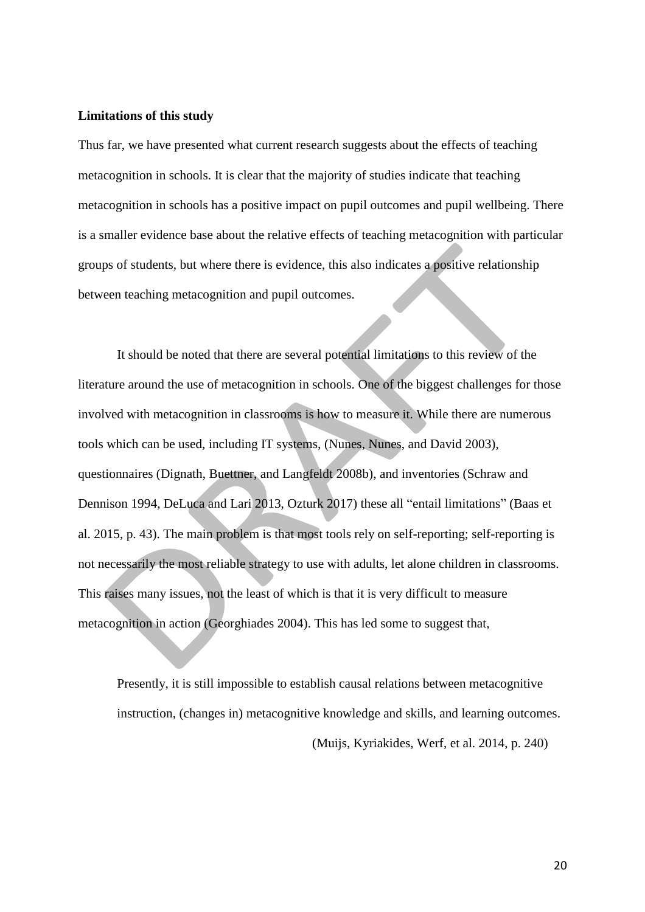**Limitations of this study**

Thus far, we have presented what current research suggests about the effects of teaching metacognition in schools. It is clear that the majority of studies indicate that teaching metacognition in schools has a positive impact on pupil outcomes and pupil wellbeing. There is a smaller evidence base about the relative effects of teaching metacognition with particular groups of students, but where there is evidence, this also indicates a positive relationship between teaching metacognition and pupil outcomes.

It should be noted that there are several potential limitations to this review of the literature around the use of metacognition in schools. One of the biggest challenges for those involved with metacognition in classrooms is how to measure it. While there are numerous tools which can be used, including IT systems, (Nunes, Nunes, and David 2003), questionnaires (Dignath, Buettner, and Langfeldt 2008b), and inventories (Schraw and Dennison 1994, DeLuca and Lari 2013, Ozturk 2017) these all "entail limitations" (Baas et al. 2015, p. 43). The main problem is that most tools rely on self-reporting; self-reporting is not necessarily the most reliable strategy to use with adults, let alone children in classrooms. This raises many issues, not the least of which is that it is very difficult to measure metacognition in action (Georghiades 2004). This has led some to suggest that,

> Presently, it is still impossible to establish causal relations between metacognitive instruction, (changes in) metacognitive knowledge and skills, and learning outcomes.
>
> (Muijs, Kyriakides, Werf, et al. 2014, p. 240)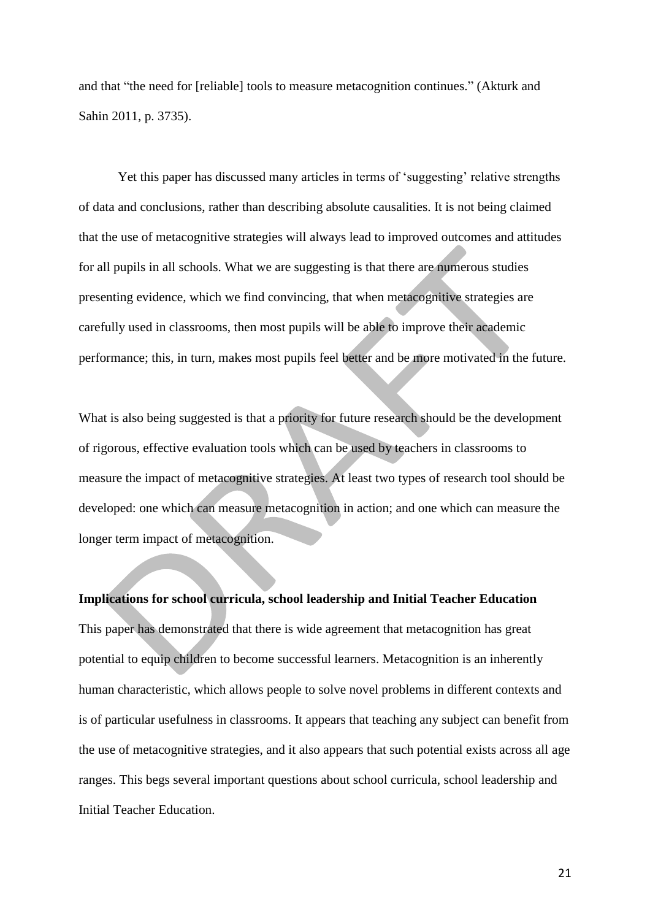and that "the need for [reliable] tools to measure metacognition continues." (Akturk and Sahin 2011, p. 3735).

Yet this paper has discussed many articles in terms of 'suggesting' relative strengths of data and conclusions, rather than describing absolute causalities. It is not being claimed that the use of metacognitive strategies will always lead to improved outcomes and attitudes for all pupils in all schools. What we are suggesting is that there are numerous studies presenting evidence, which we find convincing, that when metacognitive strategies are carefully used in classrooms, then most pupils will be able to improve their academic performance; this, in turn, makes most pupils feel better and be more motivated in the future.

What is also being suggested is that a priority for future research should be the development of rigorous, effective evaluation tools which can be used by teachers in classrooms to measure the impact of metacognitive strategies. At least two types of research tool should be developed: one which can measure metacognition in action; and one which can measure the longer term impact of metacognition.

**Implications for school curricula, school leadership and Initial Teacher Education**

This paper has demonstrated that there is wide agreement that metacognition has great potential to equip children to become successful learners. Metacognition is an inherently human characteristic, which allows people to solve novel problems in different contexts and is of particular usefulness in classrooms. It appears that teaching any subject can benefit from the use of metacognitive strategies, and it also appears that such potential exists across all age ranges. This begs several important questions about school curricula, school leadership and Initial Teacher Education.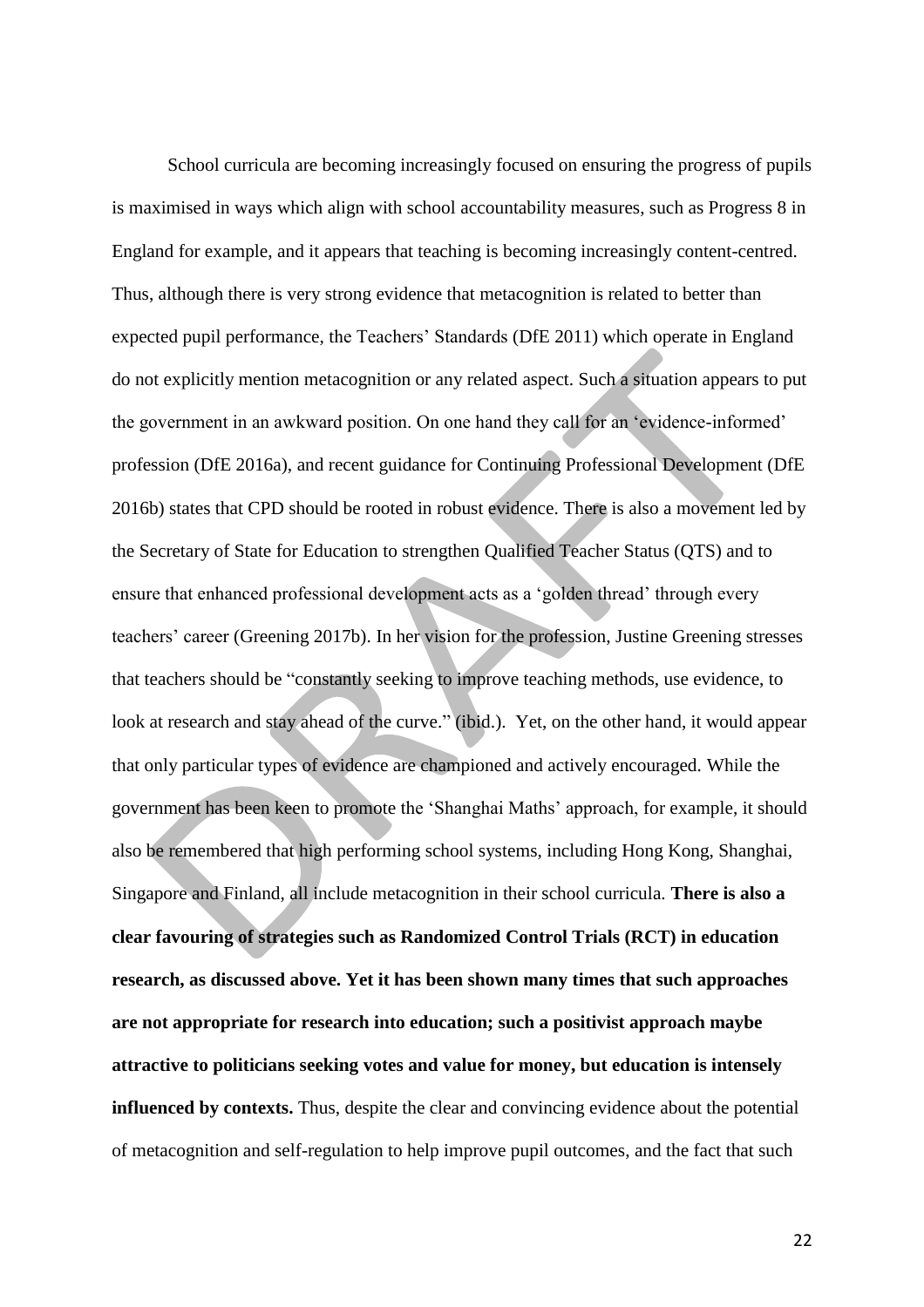School curricula are becoming increasingly focused on ensuring the progress of pupils is maximised in ways which align with school accountability measures, such as Progress 8 in England for example, and it appears that teaching is becoming increasingly content-centred. Thus, although there is very strong evidence that metacognition is related to better than expected pupil performance, the Teachers' Standards (DfE 2011) which operate in England do not explicitly mention metacognition or any related aspect. Such a situation appears to put the government in an awkward position. On one hand they call for an 'evidence-informed' profession (DfE 2016a), and recent guidance for Continuing Professional Development (DfE 2016b) states that CPD should be rooted in robust evidence. There is also a movement led by the Secretary of State for Education to strengthen Qualified Teacher Status (QTS) and to ensure that enhanced professional development acts as a 'golden thread' through every teachers' career (Greening 2017b). In her vision for the profession, Justine Greening stresses that teachers should be "constantly seeking to improve teaching methods, use evidence, to look at research and stay ahead of the curve." (ibid.). Yet, on the other hand, it would appear that only particular types of evidence are championed and actively encouraged. While the government has been keen to promote the 'Shanghai Maths' approach, for example, it should also be remembered that high performing school systems, including Hong Kong, Shanghai, Singapore and Finland, all include metacognition in their school curricula. **There is also a clear favouring of strategies such as Randomized Control Trials (RCT) in education research, as discussed above. Yet it has been shown many times that such approaches are not appropriate for research into education; such a positivist approach maybe attractive to politicians seeking votes and value for money, but education is intensely influenced by contexts.** Thus, despite the clear and convincing evidence about the potential of metacognition and self-regulation to help improve pupil outcomes, and the fact that such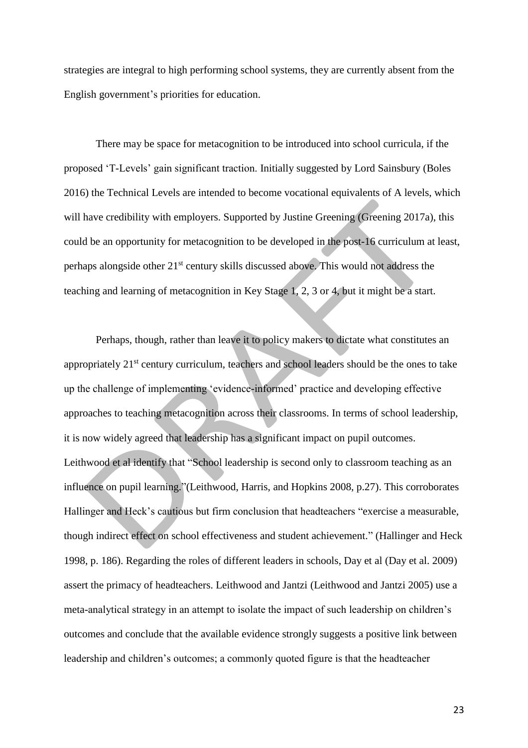strategies are integral to high performing school systems, they are currently absent from the English government's priorities for education.

There may be space for metacognition to be introduced into school curricula, if the proposed 'T-Levels' gain significant traction. Initially suggested by Lord Sainsbury (Boles 2016) the Technical Levels are intended to become vocational equivalents of A levels, which will have credibility with employers. Supported by Justine Greening (Greening 2017a), this could be an opportunity for metacognition to be developed in the post-16 curriculum at least, perhaps alongside other 21st century skills discussed above. This would not address the teaching and learning of metacognition in Key Stage 1, 2, 3 or 4, but it might be a start.

Perhaps, though, rather than leave it to policy makers to dictate what constitutes an appropriately 21st century curriculum, teachers and school leaders should be the ones to take up the challenge of implementing 'evidence-informed' practice and developing effective approaches to teaching metacognition across their classrooms. In terms of school leadership, it is now widely agreed that leadership has a significant impact on pupil outcomes. Leithwood et al identify that "School leadership is second only to classroom teaching as an influence on pupil learning."(Leithwood, Harris, and Hopkins 2008, p.27). This corroborates Hallinger and Heck's cautious but firm conclusion that headteachers "exercise a measurable, though indirect effect on school effectiveness and student achievement." (Hallinger and Heck 1998, p. 186). Regarding the roles of different leaders in schools, Day et al (Day et al. 2009) assert the primacy of headteachers. Leithwood and Jantzi (Leithwood and Jantzi 2005) use a meta-analytical strategy in an attempt to isolate the impact of such leadership on children's outcomes and conclude that the available evidence strongly suggests a positive link between leadership and children's outcomes; a commonly quoted figure is that the headteacher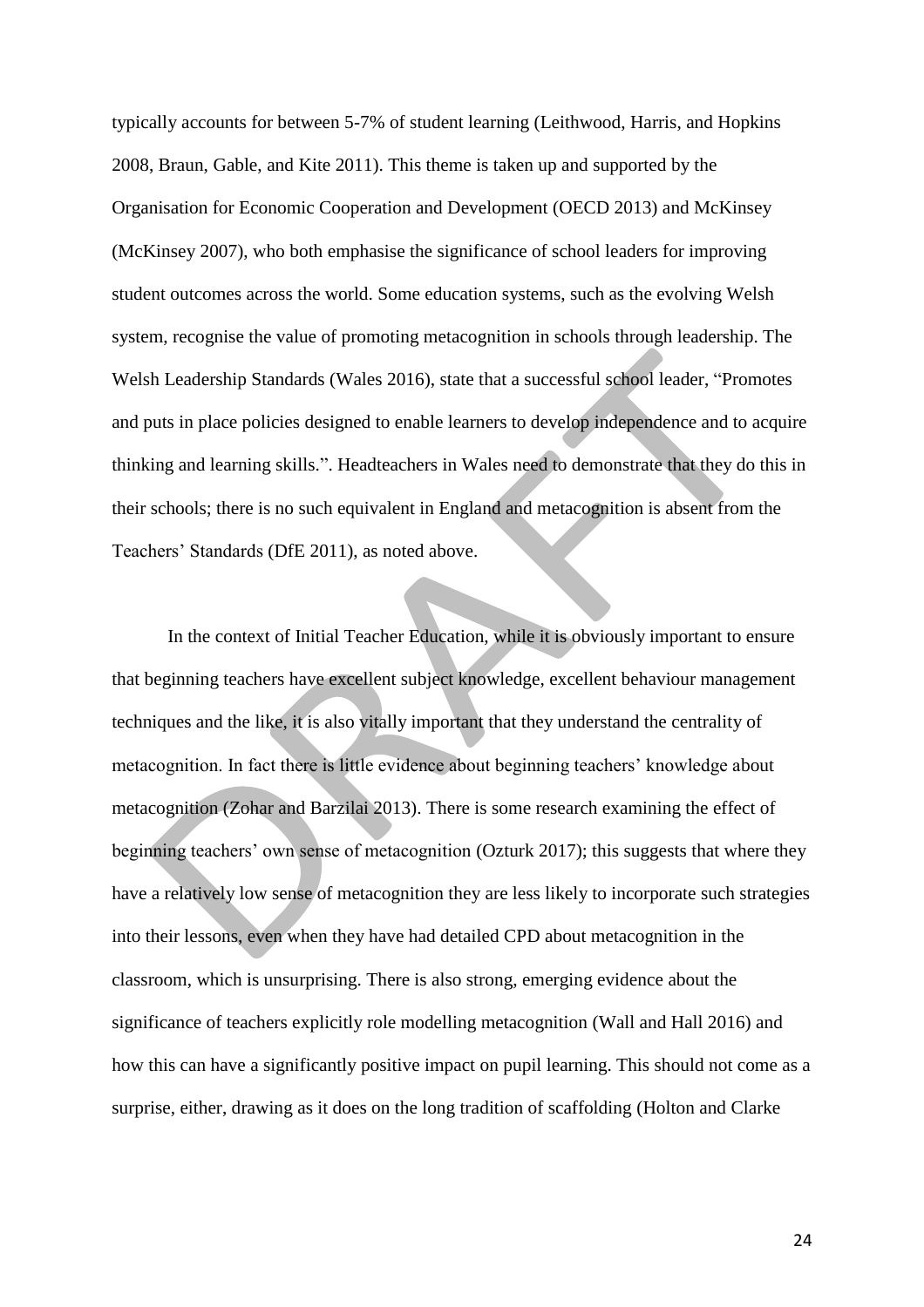typically accounts for between 5-7% of student learning (Leithwood, Harris, and Hopkins 2008, Braun, Gable, and Kite 2011). This theme is taken up and supported by the Organisation for Economic Cooperation and Development (OECD 2013) and McKinsey (McKinsey 2007), who both emphasise the significance of school leaders for improving student outcomes across the world. Some education systems, such as the evolving Welsh system, recognise the value of promoting metacognition in schools through leadership. The Welsh Leadership Standards (Wales 2016), state that a successful school leader, "Promotes and puts in place policies designed to enable learners to develop independence and to acquire thinking and learning skills.". Headteachers in Wales need to demonstrate that they do this in their schools; there is no such equivalent in England and metacognition is absent from the Teachers' Standards (DfE 2011), as noted above.

In the context of Initial Teacher Education, while it is obviously important to ensure that beginning teachers have excellent subject knowledge, excellent behaviour management techniques and the like, it is also vitally important that they understand the centrality of metacognition. In fact there is little evidence about beginning teachers' knowledge about metacognition (Zohar and Barzilai 2013). There is some research examining the effect of beginning teachers' own sense of metacognition (Ozturk 2017); this suggests that where they have a relatively low sense of metacognition they are less likely to incorporate such strategies into their lessons, even when they have had detailed CPD about metacognition in the classroom, which is unsurprising. There is also strong, emerging evidence about the significance of teachers explicitly role modelling metacognition (Wall and Hall 2016) and how this can have a significantly positive impact on pupil learning. This should not come as a surprise, either, drawing as it does on the long tradition of scaffolding (Holton and Clarke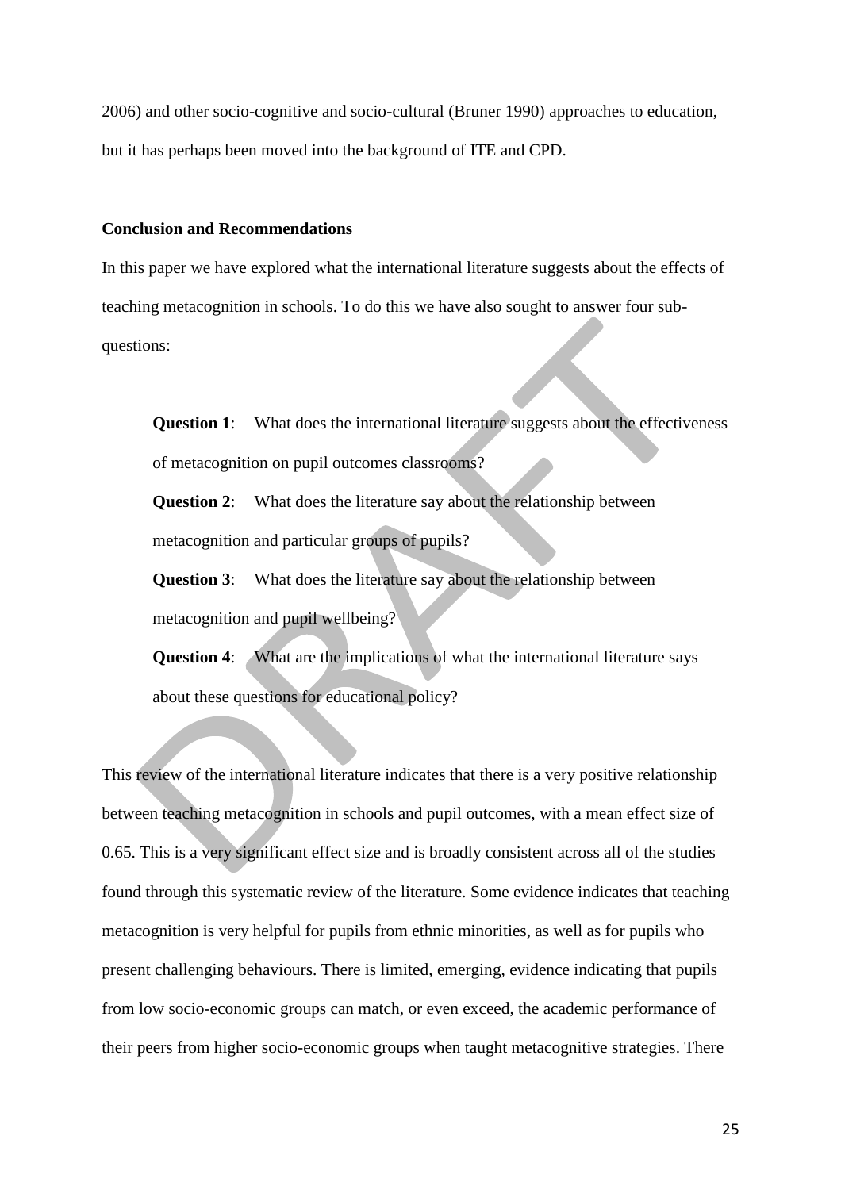2006) and other socio-cognitive and socio-cultural (Bruner 1990) approaches to education, but it has perhaps been moved into the background of ITE and CPD.

**Conclusion and Recommendations**

In this paper we have explored what the international literature suggests about the effects of teaching metacognition in schools. To do this we have also sought to answer four sub-questions:

> **Question 1**: What does the international literature suggests about the effectiveness of metacognition on pupil outcomes classrooms?
>
> **Question 2**: What does the literature say about the relationship between metacognition and particular groups of pupils?
>
> **Question 3**: What does the literature say about the relationship between metacognition and pupil wellbeing?
>
> **Question 4**: What are the implications of what the international literature says about these questions for educational policy?

This review of the international literature indicates that there is a very positive relationship between teaching metacognition in schools and pupil outcomes, with a mean effect size of 0.65. This is a very significant effect size and is broadly consistent across all of the studies found through this systematic review of the literature. Some evidence indicates that teaching metacognition is very helpful for pupils from ethnic minorities, as well as for pupils who present challenging behaviours. There is limited, emerging, evidence indicating that pupils from low socio-economic groups can match, or even exceed, the academic performance of their peers from higher socio-economic groups when taught metacognitive strategies. There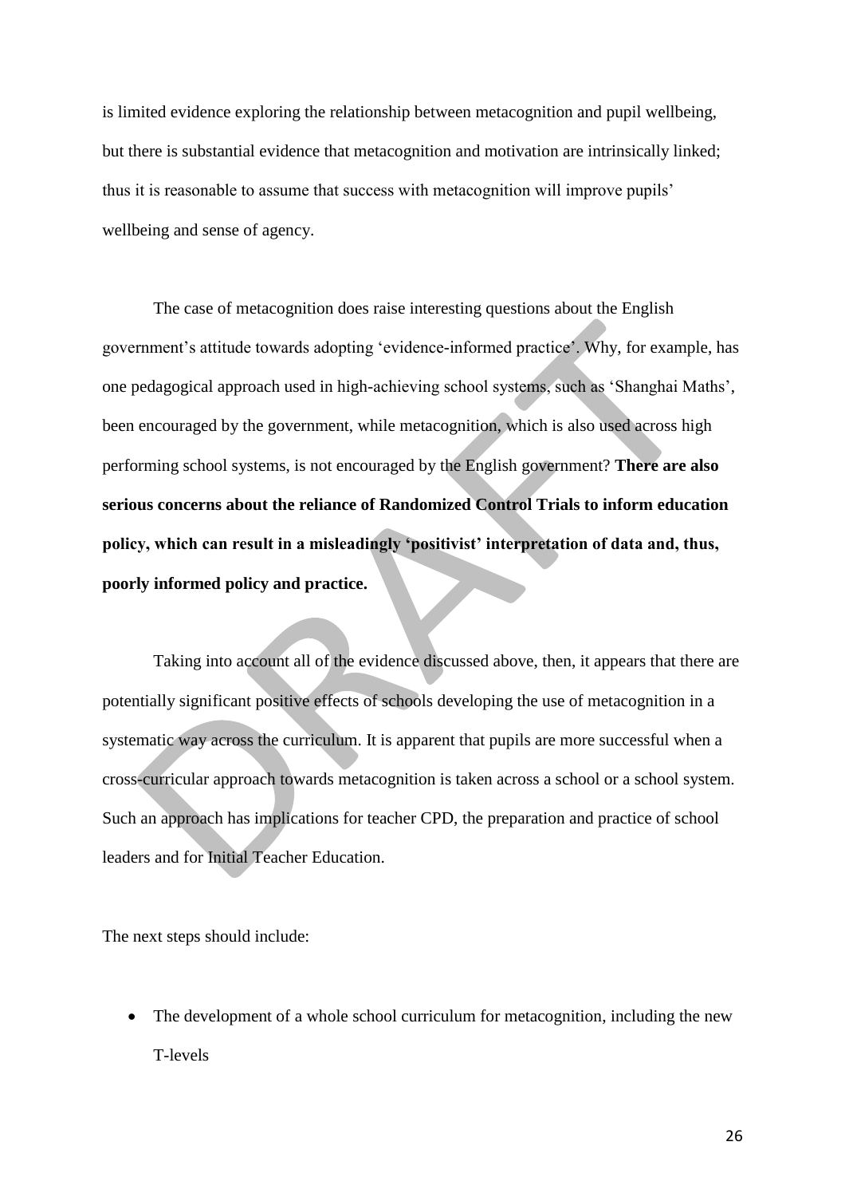is limited evidence exploring the relationship between metacognition and pupil wellbeing, but there is substantial evidence that metacognition and motivation are intrinsically linked; thus it is reasonable to assume that success with metacognition will improve pupils' wellbeing and sense of agency.

The case of metacognition does raise interesting questions about the English government's attitude towards adopting 'evidence-informed practice'. Why, for example, has one pedagogical approach used in high-achieving school systems, such as 'Shanghai Maths', been encouraged by the government, while metacognition, which is also used across high performing school systems, is not encouraged by the English government? **There are also serious concerns about the reliance of Randomized Control Trials to inform education policy, which can result in a misleadingly 'positivist' interpretation of data and, thus, poorly informed policy and practice.**

Taking into account all of the evidence discussed above, then, it appears that there are potentially significant positive effects of schools developing the use of metacognition in a systematic way across the curriculum. It is apparent that pupils are more successful when a cross-curricular approach towards metacognition is taken across a school or a school system. Such an approach has implications for teacher CPD, the preparation and practice of school leaders and for Initial Teacher Education.

The next steps should include:

- The development of a whole school curriculum for metacognition, including the new T-levels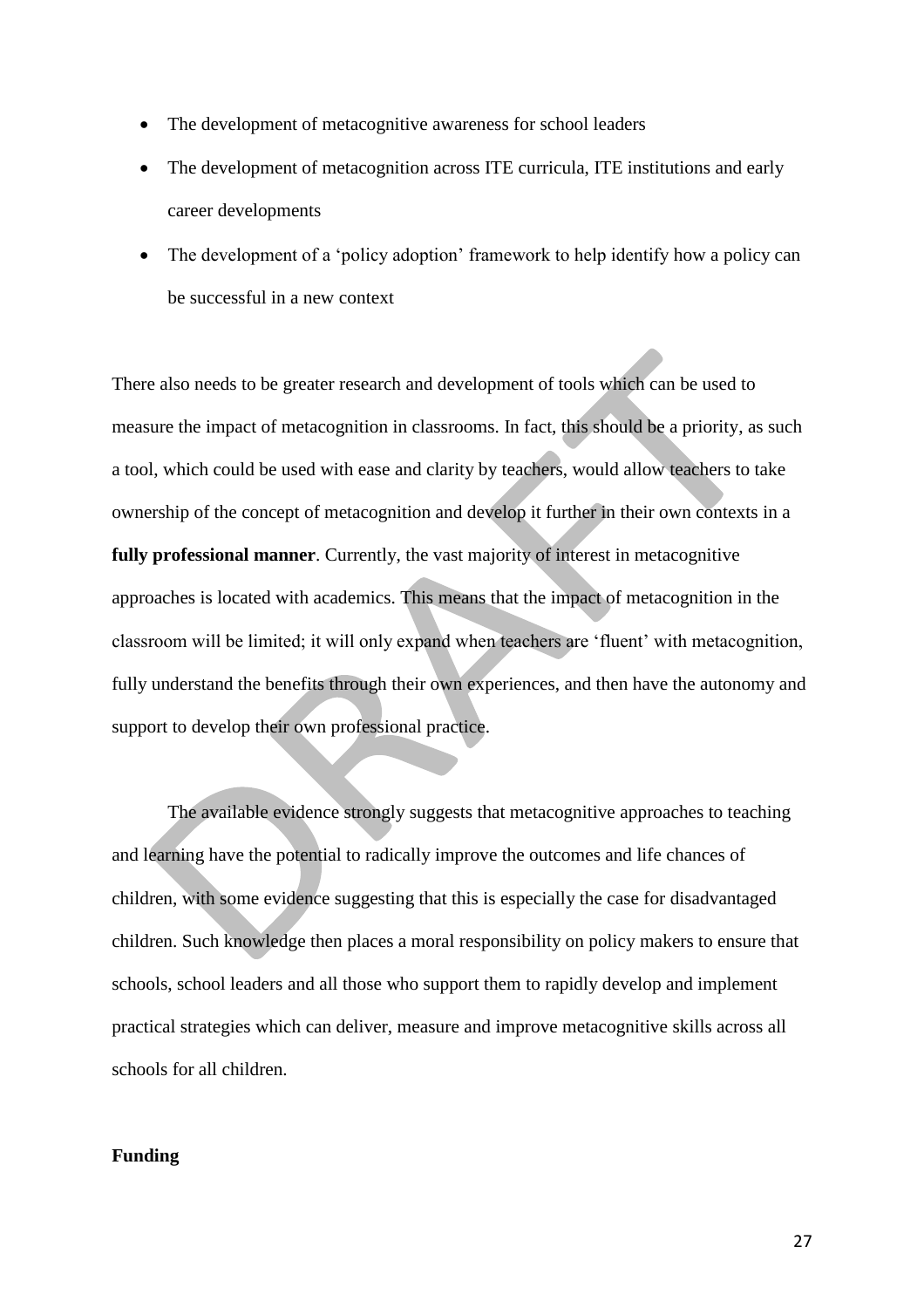- The development of metacognitive awareness for school leaders
- The development of metacognition across ITE curricula, ITE institutions and early career developments
- The development of a 'policy adoption' framework to help identify how a policy can be successful in a new context

There also needs to be greater research and development of tools which can be used to measure the impact of metacognition in classrooms. In fact, this should be a priority, as such a tool, which could be used with ease and clarity by teachers, would allow teachers to take ownership of the concept of metacognition and develop it further in their own contexts in a **fully professional manner**. Currently, the vast majority of interest in metacognitive approaches is located with academics. This means that the impact of metacognition in the classroom will be limited; it will only expand when teachers are 'fluent' with metacognition, fully understand the benefits through their own experiences, and then have the autonomy and support to develop their own professional practice.

The available evidence strongly suggests that metacognitive approaches to teaching and learning have the potential to radically improve the outcomes and life chances of children, with some evidence suggesting that this is especially the case for disadvantaged children. Such knowledge then places a moral responsibility on policy makers to ensure that schools, school leaders and all those who support them to rapidly develop and implement practical strategies which can deliver, measure and improve metacognitive skills across all schools for all children.

**Funding**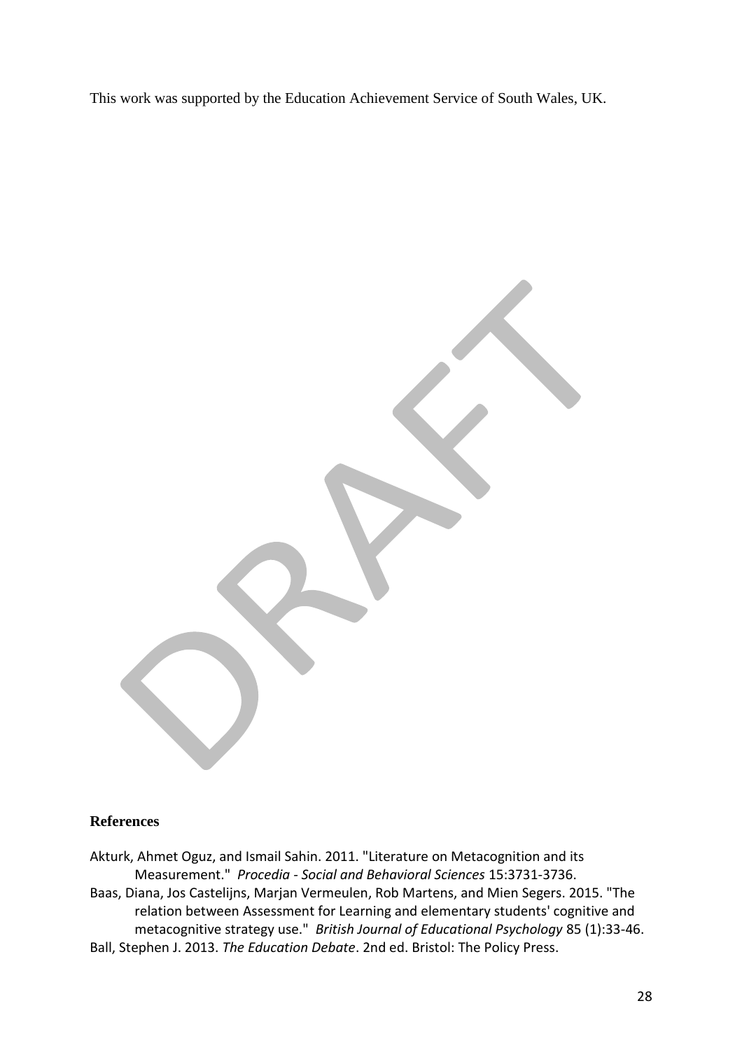This work was supported by the Education Achievement Service of South Wales, UK.

## References

Akturk, Ahmet Oguz, and Ismail Sahin. 2011. "Literature on Metacognition and its Measurement." *Procedia - Social and Behavioral Sciences* 15:3731-3736.

Baas, Diana, Jos Castelijns, Marjan Vermeulen, Rob Martens, and Mien Segers. 2015. "The relation between Assessment for Learning and elementary students' cognitive and metacognitive strategy use." *British Journal of Educational Psychology* 85 (1):33-46.

Ball, Stephen J. 2013. *The Education Debate*. 2nd ed. Bristol: The Policy Press.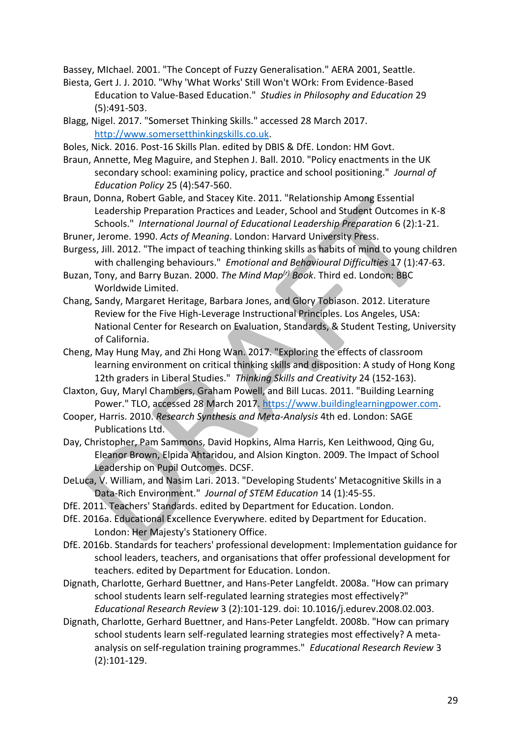Bassey, MIchael. 2001. "The Concept of Fuzzy Generalisation." AERA 2001, Seattle.

Biesta, Gert J. J. 2010. "Why 'What Works' Still Won't WOrk: From Evidence-Based Education to Value-Based Education." *Studies in Philosophy and Education* 29 (5):491-503.

Blagg, Nigel. 2017. "Somerset Thinking Skills." accessed 28 March 2017. http://www.somersetthinkingskills.co.uk.

Boles, Nick. 2016. Post-16 Skills Plan. edited by DBIS & DfE. London: HM Govt.

Braun, Annette, Meg Maguire, and Stephen J. Ball. 2010. "Policy enactments in the UK secondary school: examining policy, practice and school positioning." *Journal of Education Policy* 25 (4):547-560.

Braun, Donna, Robert Gable, and Stacey Kite. 2011. "Relationship Among Essential Leadership Preparation Practices and Leader, School and Student Outcomes in K-8 Schools." *International Journal of Educational Leadership Preparation* 6 (2):1-21.

Bruner, Jerome. 1990. *Acts of Meaning*. London: Harvard University Press.

Burgess, Jill. 2012. "The impact of teaching thinking skills as habits of mind to young children with challenging behaviours." *Emotional and Behavioural Difficulties* 17 (1):47-63.

Buzan, Tony, and Barry Buzan. 2000. *The Mind Map(r) Book*. Third ed. London: BBC Worldwide Limited.

Chang, Sandy, Margaret Heritage, Barbara Jones, and Glory Tobiason. 2012. Literature Review for the Five High-Leverage Instructional Principles. Los Angeles, USA: National Center for Research on Evaluation, Standards, & Student Testing, University of California.

Cheng, May Hung May, and Zhi Hong Wan. 2017. "Exploring the effects of classroom learning environment on critical thinking skills and disposition: A study of Hong Kong 12th graders in Liberal Studies." *Thinking Skills and Creativity* 24 (152-163).

Claxton, Guy, Maryl Chambers, Graham Powell, and Bill Lucas. 2011. "Building Learning Power." TLO, accessed 28 March 2017. https://www.buildinglearningpower.com.

Cooper, Harris. 2010. *Research Synthesis and Meta-Analysis* 4th ed. London: SAGE Publications Ltd.

Day, Christopher, Pam Sammons, David Hopkins, Alma Harris, Ken Leithwood, Qing Gu, Eleanor Brown, Elpida Ahtaridou, and Alsion Kington. 2009. The Impact of School Leadership on Pupil Outcomes. DCSF.

DeLuca, V. William, and Nasim Lari. 2013. "Developing Students' Metacognitive Skills in a Data-Rich Environment." *Journal of STEM Education* 14 (1):45-55.

DfE. 2011. Teachers' Standards. edited by Department for Education. London.

DfE. 2016a. Educational Excellence Everywhere. edited by Department for Education. London: Her Majesty's Stationery Office.

DfE. 2016b. Standards for teachers' professional development: Implementation guidance for school leaders, teachers, and organisations that offer professional development for teachers. edited by Department for Education. London.

Dignath, Charlotte, Gerhard Buettner, and Hans-Peter Langfeldt. 2008a. "How can primary school students learn self-regulated learning strategies most effectively?" *Educational Research Review* 3 (2):101-129. doi: 10.1016/j.edurev.2008.02.003.

Dignath, Charlotte, Gerhard Buettner, and Hans-Peter Langfeldt. 2008b. "How can primary school students learn self-regulated learning strategies most effectively? A meta-analysis on self-regulation training programmes." *Educational Research Review* 3 (2):101-129.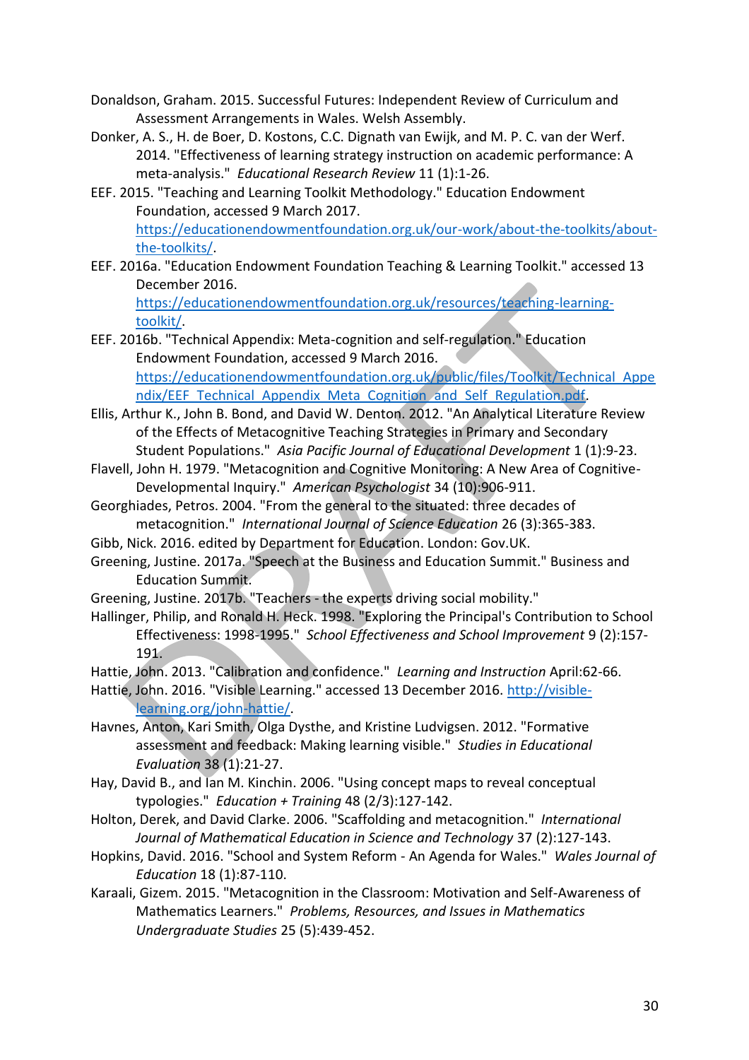Donaldson, Graham. 2015. Successful Futures: Independent Review of Curriculum and Assessment Arrangements in Wales. Welsh Assembly.

Donker, A. S., H. de Boer, D. Kostons, C.C. Dignath van Ewijk, and M. P. C. van der Werf. 2014. "Effectiveness of learning strategy instruction on academic performance: A meta-analysis." *Educational Research Review* 11 (1):1-26.

EEF. 2015. "Teaching and Learning Toolkit Methodology." Education Endowment Foundation, accessed 9 March 2017. https://educationendowmentfoundation.org.uk/our-work/about-the-toolkits/about-the-toolkits/.

EEF. 2016a. "Education Endowment Foundation Teaching & Learning Toolkit." accessed 13 December 2016. https://educationendowmentfoundation.org.uk/resources/teaching-learning-toolkit/.

EEF. 2016b. "Technical Appendix: Meta-cognition and self-regulation." Education Endowment Foundation, accessed 9 March 2016. https://educationendowmentfoundation.org.uk/public/files/Toolkit/Technical_Appendix/EEF_Technical_Appendix_Meta_Cognition_and_Self_Regulation.pdf.

Ellis, Arthur K., John B. Bond, and David W. Denton. 2012. "An Analytical Literature Review of the Effects of Metacognitive Teaching Strategies in Primary and Secondary Student Populations." *Asia Pacific Journal of Educational Development* 1 (1):9-23.

Flavell, John H. 1979. "Metacognition and Cognitive Monitoring: A New Area of Cognitive-Developmental Inquiry." *American Psychologist* 34 (10):906-911.

Georghiades, Petros. 2004. "From the general to the situated: three decades of metacognition." *International Journal of Science Education* 26 (3):365-383.

Gibb, Nick. 2016. edited by Department for Education. London: Gov.UK.

Greening, Justine. 2017a. "Speech at the Business and Education Summit." Business and Education Summit.

Greening, Justine. 2017b. "Teachers - the experts driving social mobility."

Hallinger, Philip, and Ronald H. Heck. 1998. "Exploring the Principal's Contribution to School Effectiveness: 1998-1995." *School Effectiveness and School Improvement* 9 (2):157-191.

Hattie, John. 2013. "Calibration and confidence." *Learning and Instruction* April:62-66.

Hattie, John. 2016. "Visible Learning." accessed 13 December 2016. http://visible-learning.org/john-hattie/.

Havnes, Anton, Kari Smith, Olga Dysthe, and Kristine Ludvigsen. 2012. "Formative assessment and feedback: Making learning visible." *Studies in Educational Evaluation* 38 (1):21-27.

Hay, David B., and Ian M. Kinchin. 2006. "Using concept maps to reveal conceptual typologies." *Education + Training* 48 (2/3):127-142.

Holton, Derek, and David Clarke. 2006. "Scaffolding and metacognition." *International Journal of Mathematical Education in Science and Technology* 37 (2):127-143.

Hopkins, David. 2016. "School and System Reform - An Agenda for Wales." *Wales Journal of Education* 18 (1):87-110.

Karaali, Gizem. 2015. "Metacognition in the Classroom: Motivation and Self-Awareness of Mathematics Learners." *Problems, Resources, and Issues in Mathematics Undergraduate Studies* 25 (5):439-452.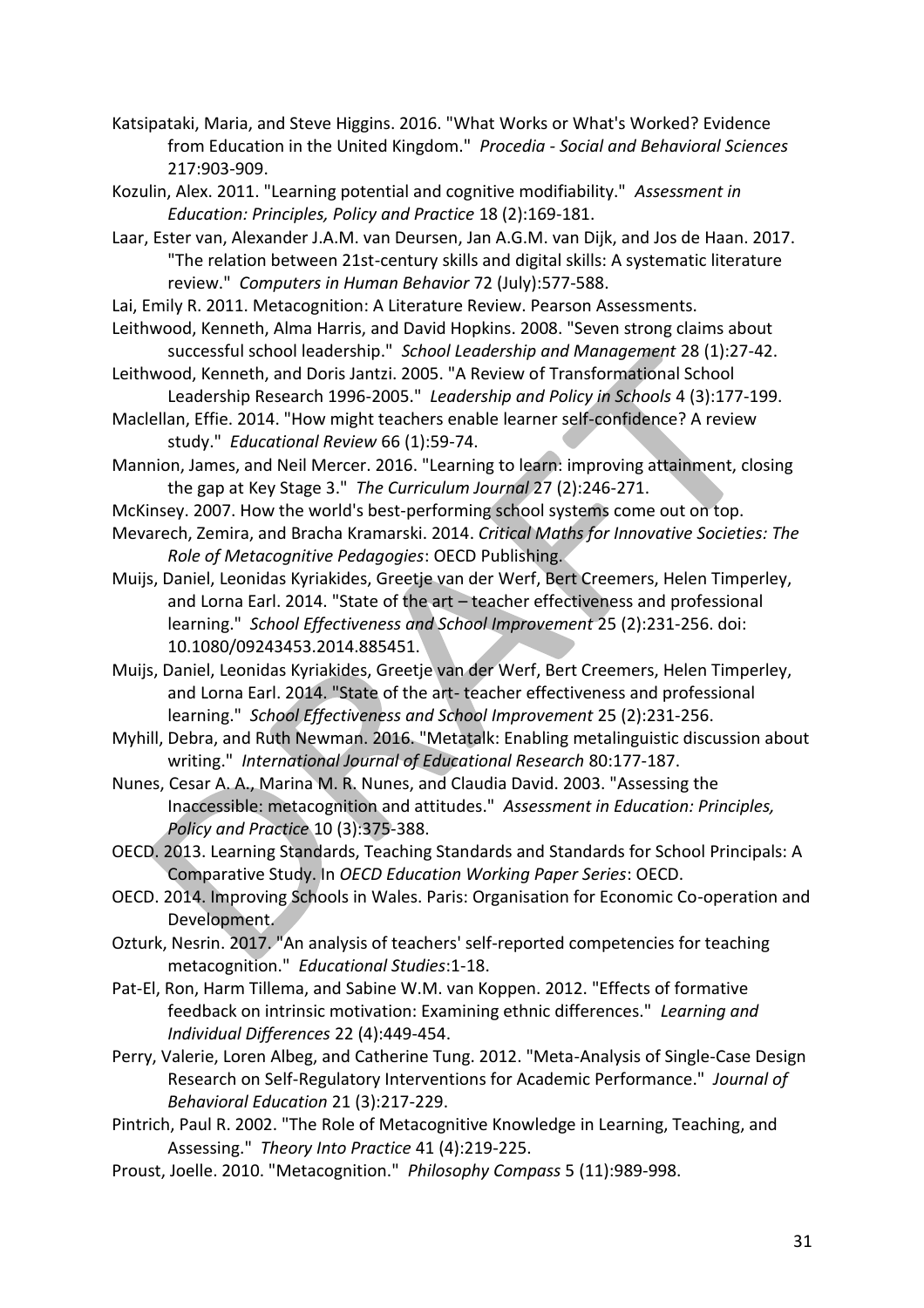Katsipataki, Maria, and Steve Higgins. 2016. "What Works or What's Worked? Evidence from Education in the United Kingdom." *Procedia - Social and Behavioral Sciences* 217:903-909.

Kozulin, Alex. 2011. "Learning potential and cognitive modifiability." *Assessment in Education: Principles, Policy and Practice* 18 (2):169-181.

Laar, Ester van, Alexander J.A.M. van Deursen, Jan A.G.M. van Dijk, and Jos de Haan. 2017. "The relation between 21st-century skills and digital skills: A systematic literature review." *Computers in Human Behavior* 72 (July):577-588.

Lai, Emily R. 2011. Metacognition: A Literature Review. Pearson Assessments.

Leithwood, Kenneth, Alma Harris, and David Hopkins. 2008. "Seven strong claims about successful school leadership." *School Leadership and Management* 28 (1):27-42.

Leithwood, Kenneth, and Doris Jantzi. 2005. "A Review of Transformational School Leadership Research 1996-2005." *Leadership and Policy in Schools* 4 (3):177-199.

Maclellan, Effie. 2014. "How might teachers enable learner self-confidence? A review study." *Educational Review* 66 (1):59-74.

Mannion, James, and Neil Mercer. 2016. "Learning to learn: improving attainment, closing the gap at Key Stage 3." *The Curriculum Journal* 27 (2):246-271.

McKinsey. 2007. How the world's best-performing school systems come out on top.

Mevarech, Zemira, and Bracha Kramarski. 2014. *Critical Maths for Innovative Societies: The Role of Metacognitive Pedagogies*: OECD Publishing.

Muijs, Daniel, Leonidas Kyriakides, Greetje van der Werf, Bert Creemers, Helen Timperley, and Lorna Earl. 2014. "State of the art – teacher effectiveness and professional learning." *School Effectiveness and School Improvement* 25 (2):231-256. doi: 10.1080/09243453.2014.885451.

Muijs, Daniel, Leonidas Kyriakides, Greetje van der Werf, Bert Creemers, Helen Timperley, and Lorna Earl. 2014. "State of the art- teacher effectiveness and professional learning." *School Effectiveness and School Improvement* 25 (2):231-256.

Myhill, Debra, and Ruth Newman. 2016. "Metatalk: Enabling metalinguistic discussion about writing." *International Journal of Educational Research* 80:177-187.

Nunes, Cesar A. A., Marina M. R. Nunes, and Claudia David. 2003. "Assessing the Inaccessible: metacognition and attitudes." *Assessment in Education: Principles, Policy and Practice* 10 (3):375-388.

OECD. 2013. Learning Standards, Teaching Standards and Standards for School Principals: A Comparative Study. In *OECD Education Working Paper Series*: OECD.

OECD. 2014. Improving Schools in Wales. Paris: Organisation for Economic Co-operation and Development.

Ozturk, Nesrin. 2017. "An analysis of teachers' self-reported competencies for teaching metacognition." *Educational Studies*:1-18.

Pat-El, Ron, Harm Tillema, and Sabine W.M. van Koppen. 2012. "Effects of formative feedback on intrinsic motivation: Examining ethnic differences." *Learning and Individual Differences* 22 (4):449-454.

Perry, Valerie, Loren Albeg, and Catherine Tung. 2012. "Meta-Analysis of Single-Case Design Research on Self-Regulatory Interventions for Academic Performance." *Journal of Behavioral Education* 21 (3):217-229.

Pintrich, Paul R. 2002. "The Role of Metacognitive Knowledge in Learning, Teaching, and Assessing." *Theory Into Practice* 41 (4):219-225.

Proust, Joelle. 2010. "Metacognition." *Philosophy Compass* 5 (11):989-998.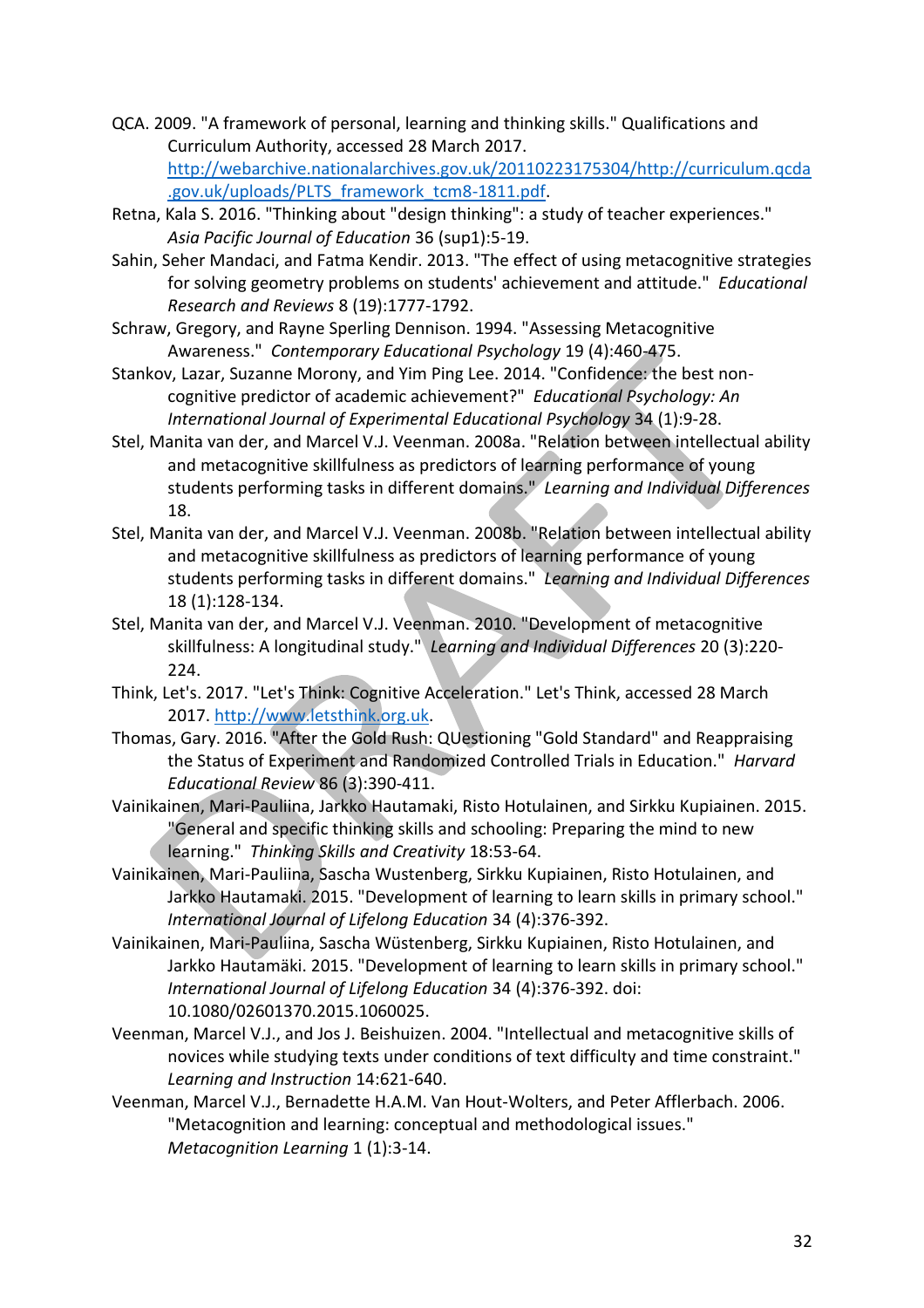QCA. 2009. "A framework of personal, learning and thinking skills." Qualifications and Curriculum Authority, accessed 28 March 2017. http://webarchive.nationalarchives.gov.uk/20110223175304/http://curriculum.qcda.gov.uk/uploads/PLTS_framework_tcm8-1811.pdf.

Retna, Kala S. 2016. "Thinking about "design thinking": a study of teacher experiences." *Asia Pacific Journal of Education* 36 (sup1):5-19.

Sahin, Seher Mandaci, and Fatma Kendir. 2013. "The effect of using metacognitive strategies for solving geometry problems on students' achievement and attitude." *Educational Research and Reviews* 8 (19):1777-1792.

Schraw, Gregory, and Rayne Sperling Dennison. 1994. "Assessing Metacognitive Awareness." *Contemporary Educational Psychology* 19 (4):460-475.

Stankov, Lazar, Suzanne Morony, and Yim Ping Lee. 2014. "Confidence: the best non-cognitive predictor of academic achievement?" *Educational Psychology: An International Journal of Experimental Educational Psychology* 34 (1):9-28.

Stel, Manita van der, and Marcel V.J. Veenman. 2008a. "Relation between intellectual ability and metacognitive skillfulness as predictors of learning performance of young students performing tasks in different domains." *Learning and Individual Differences* 18.

Stel, Manita van der, and Marcel V.J. Veenman. 2008b. "Relation between intellectual ability and metacognitive skillfulness as predictors of learning performance of young students performing tasks in different domains." *Learning and Individual Differences* 18 (1):128-134.

Stel, Manita van der, and Marcel V.J. Veenman. 2010. "Development of metacognitive skillfulness: A longitudinal study." *Learning and Individual Differences* 20 (3):220-224.

Think, Let's. 2017. "Let's Think: Cognitive Acceleration." Let's Think, accessed 28 March 2017. http://www.letsthink.org.uk.

Thomas, Gary. 2016. "After the Gold Rush: QUestioning "Gold Standard" and Reappraising the Status of Experiment and Randomized Controlled Trials in Education." *Harvard Educational Review* 86 (3):390-411.

Vainikainen, Mari-Pauliina, Jarkko Hautamaki, Risto Hotulainen, and Sirkku Kupiainen. 2015. "General and specific thinking skills and schooling: Preparing the mind to new learning." *Thinking Skills and Creativity* 18:53-64.

Vainikainen, Mari-Pauliina, Sascha Wustenberg, Sirkku Kupiainen, Risto Hotulainen, and Jarkko Hautamaki. 2015. "Development of learning to learn skills in primary school." *International Journal of Lifelong Education* 34 (4):376-392.

Vainikainen, Mari-Pauliina, Sascha Wüstenberg, Sirkku Kupiainen, Risto Hotulainen, and Jarkko Hautamäki. 2015. "Development of learning to learn skills in primary school." *International Journal of Lifelong Education* 34 (4):376-392. doi: 10.1080/02601370.2015.1060025.

Veenman, Marcel V.J., and Jos J. Beishuizen. 2004. "Intellectual and metacognitive skills of novices while studying texts under conditions of text difficulty and time constraint." *Learning and Instruction* 14:621-640.

Veenman, Marcel V.J., Bernadette H.A.M. Van Hout-Wolters, and Peter Afflerbach. 2006. "Metacognition and learning: conceptual and methodological issues." *Metacognition Learning* 1 (1):3-14.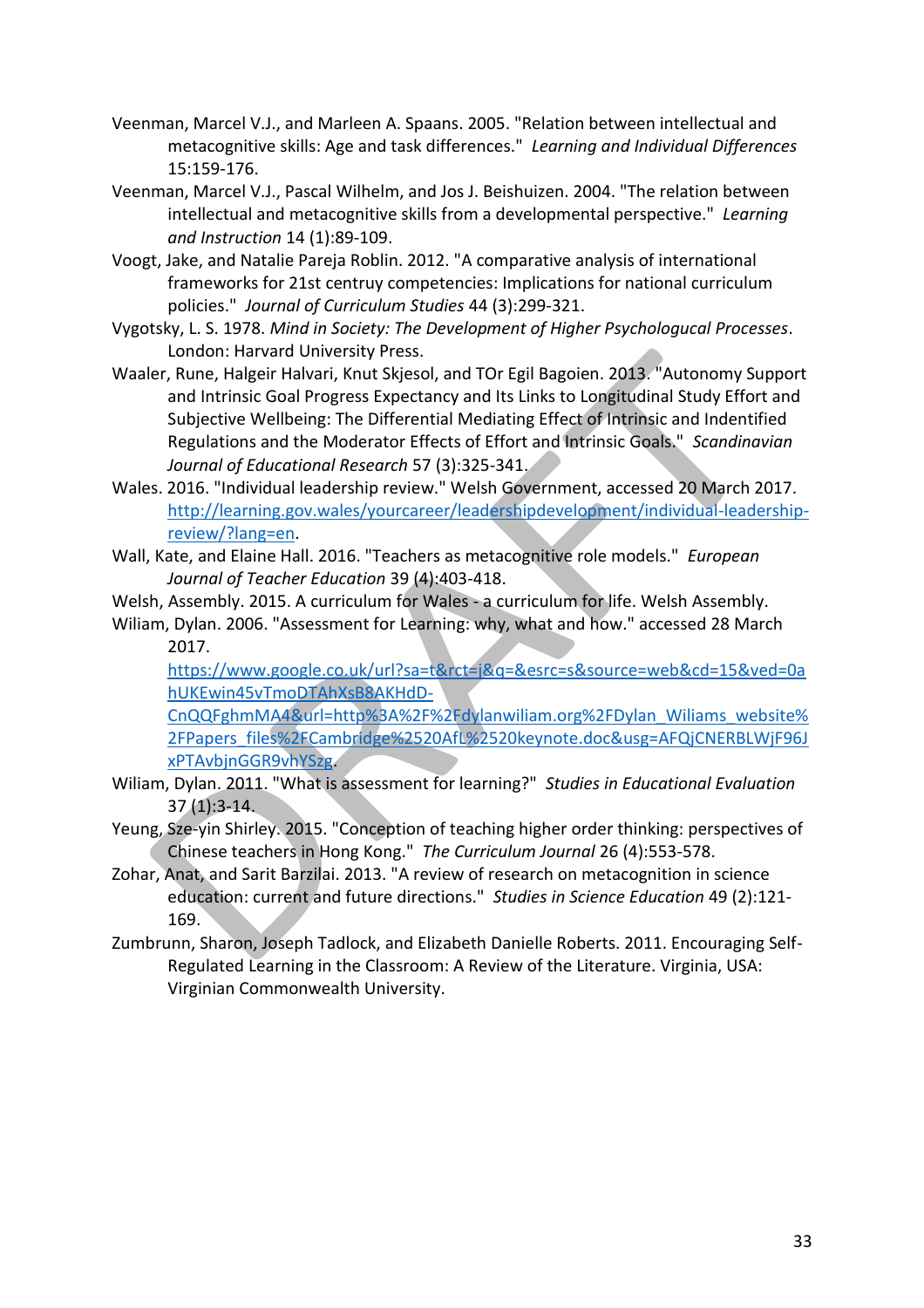Veenman, Marcel V.J., and Marleen A. Spaans. 2005. "Relation between intellectual and metacognitive skills: Age and task differences." *Learning and Individual Differences* 15:159-176.

Veenman, Marcel V.J., Pascal Wilhelm, and Jos J. Beishuizen. 2004. "The relation between intellectual and metacognitive skills from a developmental perspective." *Learning and Instruction* 14 (1):89-109.

Voogt, Jake, and Natalie Pareja Roblin. 2012. "A comparative analysis of international frameworks for 21st centruy competencies: Implications for national curriculum policies." *Journal of Curriculum Studies* 44 (3):299-321.

Vygotsky, L. S. 1978. *Mind in Society: The Development of Higher Psychologucal Processes*. London: Harvard University Press.

Waaler, Rune, Halgeir Halvari, Knut Skjesol, and TOr Egil Bagoien. 2013. "Autonomy Support and Intrinsic Goal Progress Expectancy and Its Links to Longitudinal Study Effort and Subjective Wellbeing: The Differential Mediating Effect of Intrinsic and Indentified Regulations and the Moderator Effects of Effort and Intrinsic Goals." *Scandinavian Journal of Educational Research* 57 (3):325-341.

Wales. 2016. "Individual leadership review." Welsh Government, accessed 20 March 2017. http://learning.gov.wales/yourcareer/leadershipdevelopment/individual-leadership-review/?lang=en.

Wall, Kate, and Elaine Hall. 2016. "Teachers as metacognitive role models." *European Journal of Teacher Education* 39 (4):403-418.

Welsh, Assembly. 2015. A curriculum for Wales - a curriculum for life. Welsh Assembly.

Wiliam, Dylan. 2006. "Assessment for Learning: why, what and how." accessed 28 March 2017. https://www.google.co.uk/url?sa=t&rct=j&q=&esrc=s&source=web&cd=15&ved=0ahUKEwin45vTmoDTAhXsB8AKHdD-CnQQFghmMA4&url=http%3A%2F%2Fdylanwiliam.org%2FDylan_Wiliams_website%2FPapers_files%2FCambridge%2520AfL%2520keynote.doc&usg=AFQjCNERBLWjF96JxPTAvbjnGGR9vhYSzg.

Wiliam, Dylan. 2011. "What is assessment for learning?" *Studies in Educational Evaluation* 37 (1):3-14.

Yeung, Sze-yin Shirley. 2015. "Conception of teaching higher order thinking: perspectives of Chinese teachers in Hong Kong." *The Curriculum Journal* 26 (4):553-578.

Zohar, Anat, and Sarit Barzilai. 2013. "A review of research on metacognition in science education: current and future directions." *Studies in Science Education* 49 (2):121-169.

Zumbrunn, Sharon, Joseph Tadlock, and Elizabeth Danielle Roberts. 2011. Encouraging Self-Regulated Learning in the Classroom: A Review of the Literature. Virginia, USA: Virginian Commonwealth University.